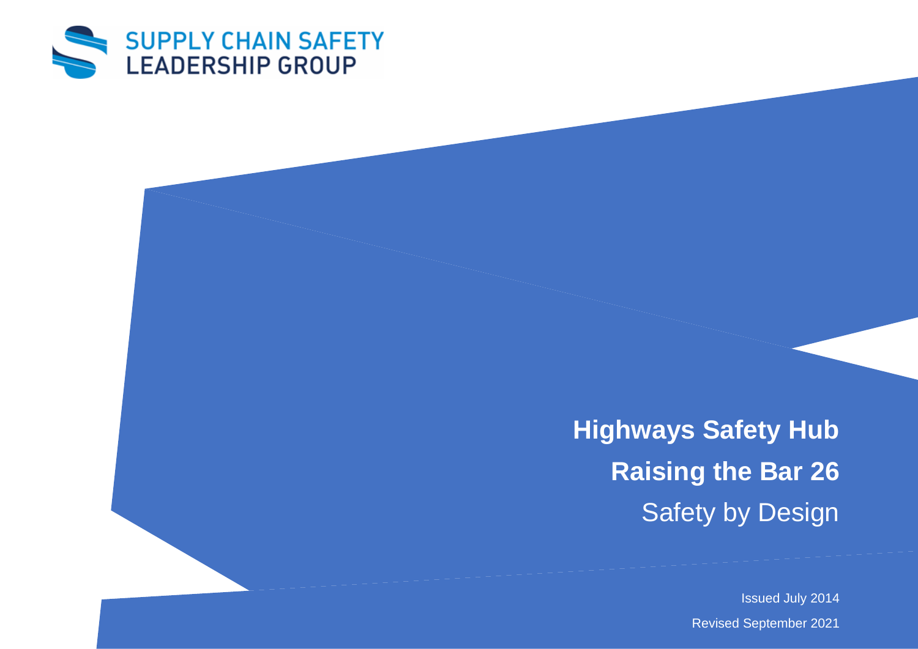SUPPLY CHAIN SAFETY
LEADERSHIP GROUP

# Highways Safety Hub

# Raising the Bar 26

## Safety by Design

Issued July 2014

Revised September 2021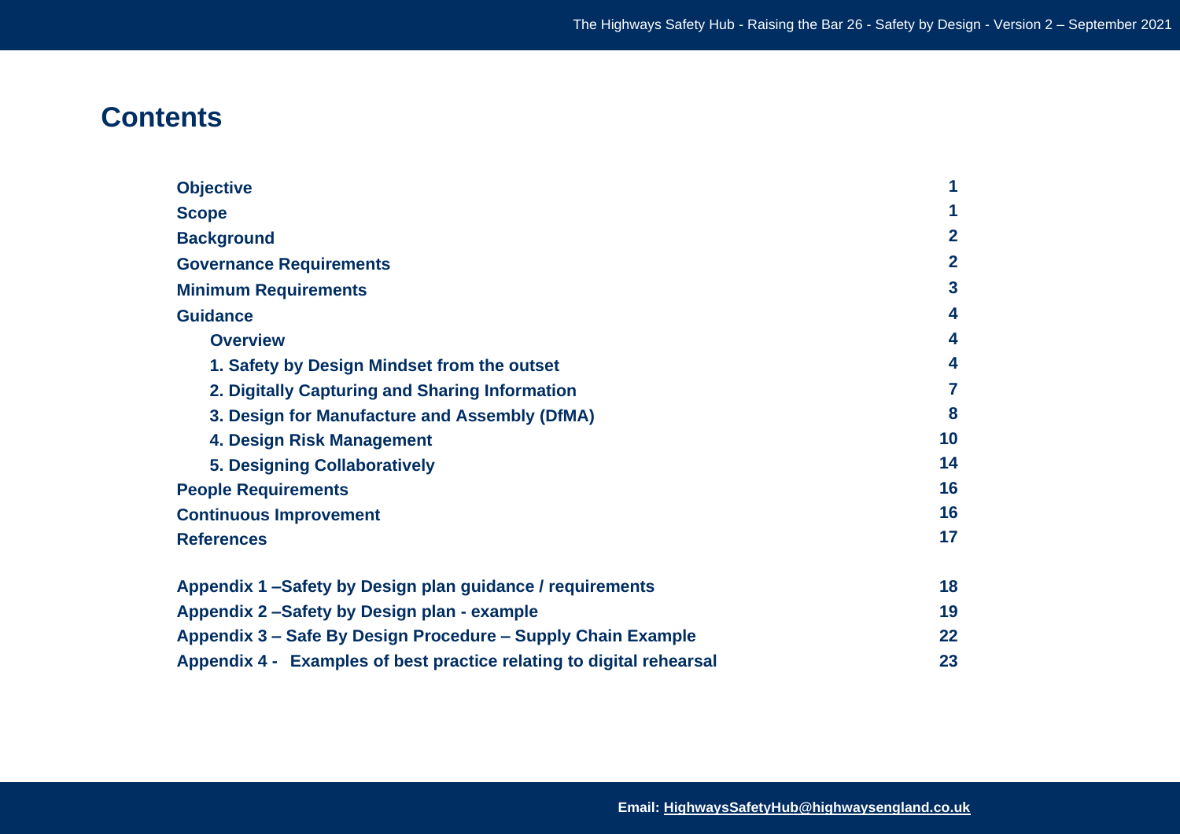## Contents

| | |
|---|---|
| **Objective** | **1** |
| **Scope** | **1** |
| **Background** | **2** |
| **Governance Requirements** | **2** |
| **Minimum Requirements** | **3** |
| **Guidance** | **4** |
| **Overview** | **4** |
| **1. Safety by Design Mindset from the outset** | **4** |
| **2. Digitally Capturing and Sharing Information** | **7** |
| **3. Design for Manufacture and Assembly (DfMA)** | **8** |
| **4. Design Risk Management** | **10** |
| **5. Designing Collaboratively** | **14** |
| **People Requirements** | **16** |
| **Continuous Improvement** | **16** |
| **References** | **17** |
| **Appendix 1 –Safety by Design plan guidance / requirements** | **18** |
| **Appendix 2 –Safety by Design plan - example** | **19** |
| **Appendix 3 – Safe By Design Procedure – Supply Chain Example** | **22** |
| **Appendix 4 - Examples of best practice relating to digital rehearsal** | **23** |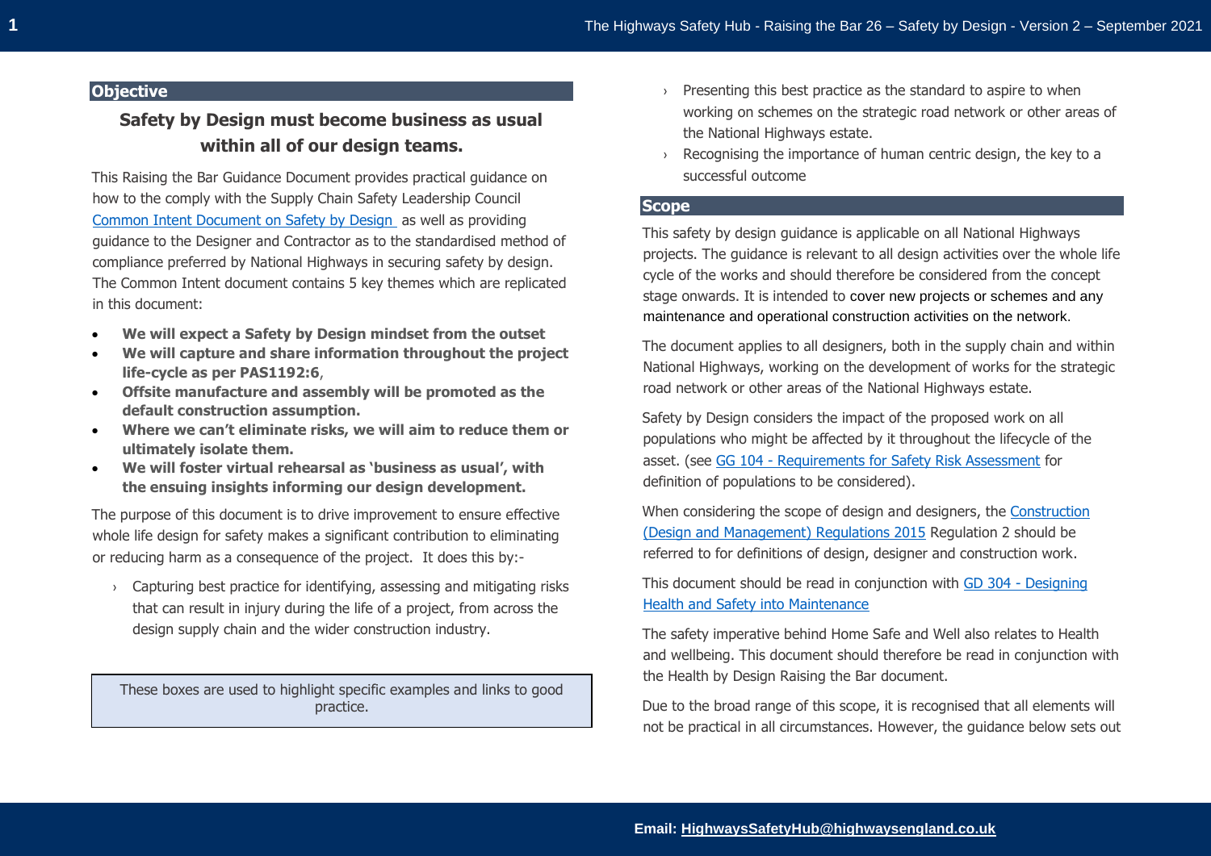## Objective

**Safety by Design must become business as usual within all of our design teams.**

This Raising the Bar Guidance Document provides practical guidance on how to the comply with the Supply Chain Safety Leadership Council Common Intent Document on Safety by Design as well as providing guidance to the Designer and Contractor as to the standardised method of compliance preferred by National Highways in securing safety by design. The Common Intent document contains 5 key themes which are replicated in this document:

- **We will expect a Safety by Design mindset from the outset**
- **We will capture and share information throughout the project life-cycle as per PAS1192:6**,
- **Offsite manufacture and assembly will be promoted as the default construction assumption.**
- **Where we can't eliminate risks, we will aim to reduce them or ultimately isolate them.**
- **We will foster virtual rehearsal as 'business as usual', with the ensuing insights informing our design development.**

The purpose of this document is to drive improvement to ensure effective whole life design for safety makes a significant contribution to eliminating or reducing harm as a consequence of the project. It does this by:-

- Capturing best practice for identifying, assessing and mitigating risks that can result in injury during the life of a project, from across the design supply chain and the wider construction industry.
- Presenting this best practice as the standard to aspire to when working on schemes on the strategic road network or other areas of the National Highways estate.
- Recognising the importance of human centric design, the key to a successful outcome

> These boxes are used to highlight specific examples and links to good practice.

## Scope

This safety by design guidance is applicable on all National Highways projects. The guidance is relevant to all design activities over the whole life cycle of the works and should therefore be considered from the concept stage onwards. It is intended to cover new projects or schemes and any maintenance and operational construction activities on the network.

The document applies to all designers, both in the supply chain and within National Highways, working on the development of works for the strategic road network or other areas of the National Highways estate.

Safety by Design considers the impact of the proposed work on all populations who might be affected by it throughout the lifecycle of the asset. (see GG 104 - Requirements for Safety Risk Assessment for definition of populations to be considered).

When considering the scope of design and designers, the Construction (Design and Management) Regulations 2015 Regulation 2 should be referred to for definitions of design, designer and construction work.

This document should be read in conjunction with GD 304 - Designing Health and Safety into Maintenance

The safety imperative behind Home Safe and Well also relates to Health and wellbeing. This document should therefore be read in conjunction with the Health by Design Raising the Bar document.

Due to the broad range of this scope, it is recognised that all elements will not be practical in all circumstances. However, the guidance below sets out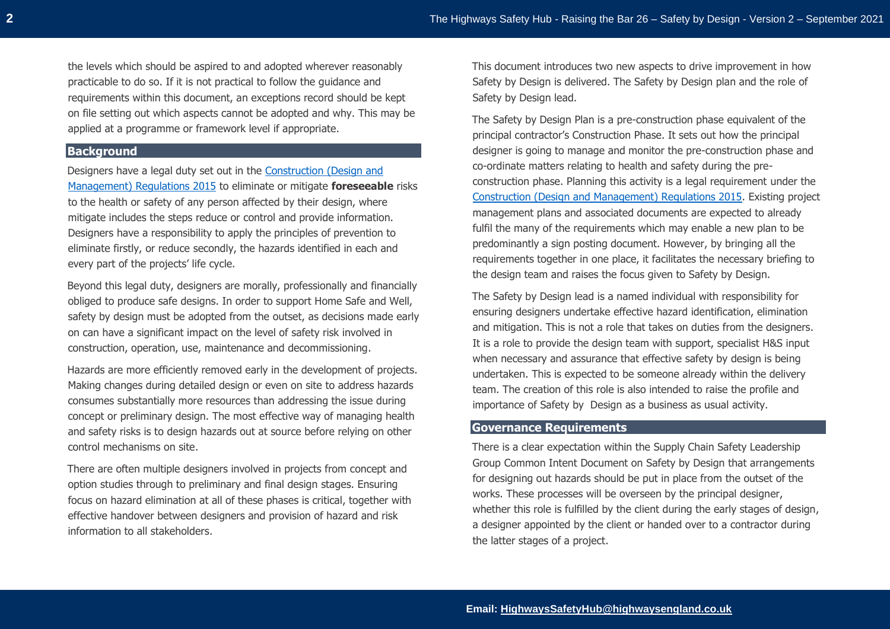the levels which should be aspired to and adopted wherever reasonably practicable to do so. If it is not practical to follow the guidance and requirements within this document, an exceptions record should be kept on file setting out which aspects cannot be adopted and why. This may be applied at a programme or framework level if appropriate.

## Background

Designers have a legal duty set out in the [Construction (Design and Management) Regulations 2015]() to eliminate or mitigate **foreseeable** risks to the health or safety of any person affected by their design, where mitigate includes the steps reduce or control and provide information. Designers have a responsibility to apply the principles of prevention to eliminate firstly, or reduce secondly, the hazards identified in each and every part of the projects' life cycle.

Beyond this legal duty, designers are morally, professionally and financially obliged to produce safe designs. In order to support Home Safe and Well, safety by design must be adopted from the outset, as decisions made early on can have a significant impact on the level of safety risk involved in construction, operation, use, maintenance and decommissioning.

Hazards are more efficiently removed early in the development of projects. Making changes during detailed design or even on site to address hazards consumes substantially more resources than addressing the issue during concept or preliminary design. The most effective way of managing health and safety risks is to design hazards out at source before relying on other control mechanisms on site.

There are often multiple designers involved in projects from concept and option studies through to preliminary and final design stages. Ensuring focus on hazard elimination at all of these phases is critical, together with effective handover between designers and provision of hazard and risk information to all stakeholders.

This document introduces two new aspects to drive improvement in how Safety by Design is delivered. The Safety by Design plan and the role of Safety by Design lead.

The Safety by Design Plan is a pre-construction phase equivalent of the principal contractor's Construction Phase. It sets out how the principal designer is going to manage and monitor the pre-construction phase and co-ordinate matters relating to health and safety during the pre-construction phase. Planning this activity is a legal requirement under the [Construction (Design and Management) Regulations 2015](). Existing project management plans and associated documents are expected to already fulfil the many of the requirements which may enable a new plan to be predominantly a sign posting document. However, by bringing all the requirements together in one place, it facilitates the necessary briefing to the design team and raises the focus given to Safety by Design.

The Safety by Design lead is a named individual with responsibility for ensuring designers undertake effective hazard identification, elimination and mitigation. This is not a role that takes on duties from the designers. It is a role to provide the design team with support, specialist H&S input when necessary and assurance that effective safety by design is being undertaken. This is expected to be someone already within the delivery team. The creation of this role is also intended to raise the profile and importance of Safety by Design as a business as usual activity.

## Governance Requirements

There is a clear expectation within the Supply Chain Safety Leadership Group Common Intent Document on Safety by Design that arrangements for designing out hazards should be put in place from the outset of the works. These processes will be overseen by the principal designer, whether this role is fulfilled by the client during the early stages of design, a designer appointed by the client or handed over to a contractor during the latter stages of a project.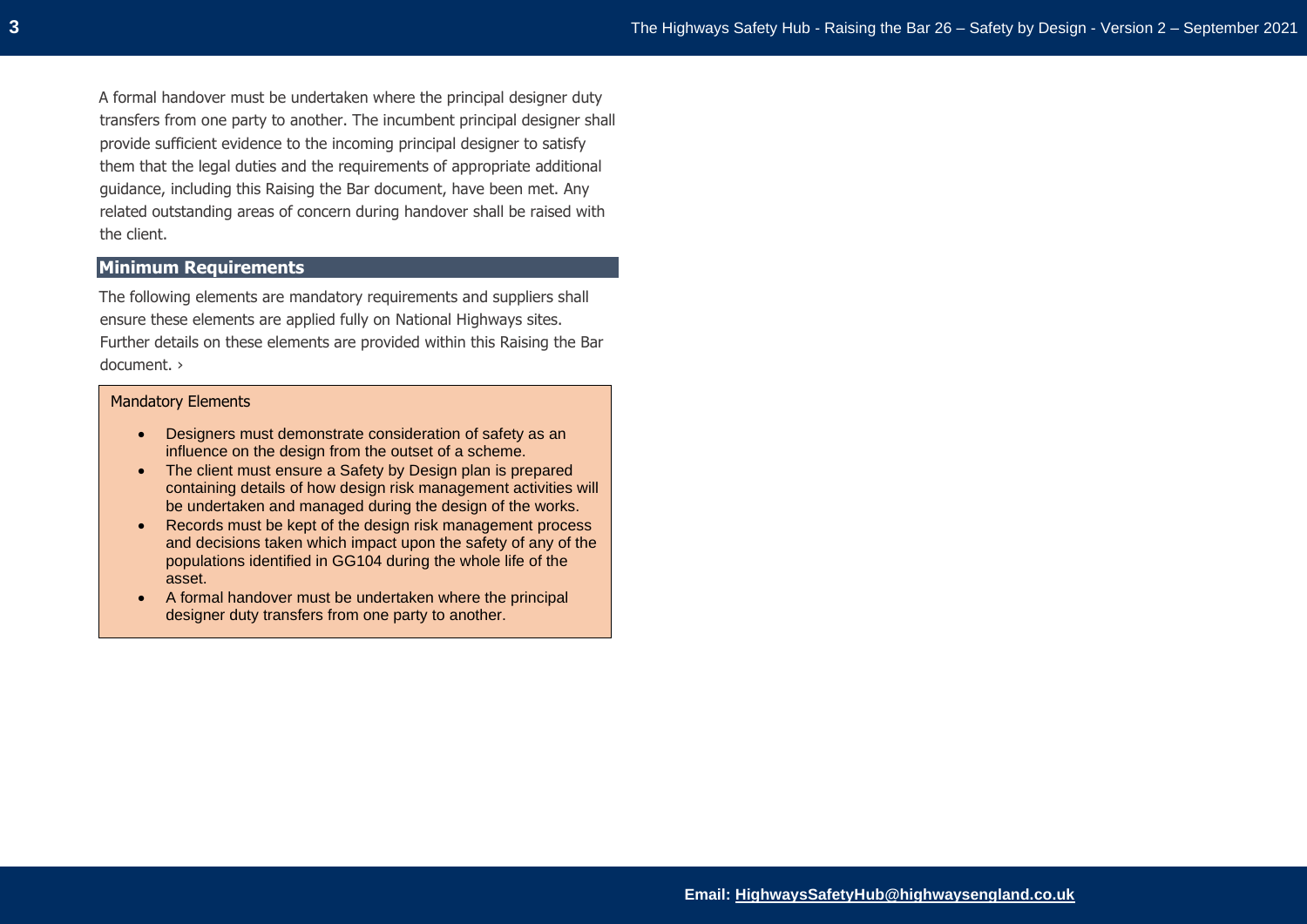A formal handover must be undertaken where the principal designer duty transfers from one party to another. The incumbent principal designer shall provide sufficient evidence to the incoming principal designer to satisfy them that the legal duties and the requirements of appropriate additional guidance, including this Raising the Bar document, have been met. Any related outstanding areas of concern during handover shall be raised with the client.

## Minimum Requirements

The following elements are mandatory requirements and suppliers shall ensure these elements are applied fully on National Highways sites. Further details on these elements are provided within this Raising the Bar document. ›

Mandatory Elements

- Designers must demonstrate consideration of safety as an influence on the design from the outset of a scheme.
- The client must ensure a Safety by Design plan is prepared containing details of how design risk management activities will be undertaken and managed during the design of the works.
- Records must be kept of the design risk management process and decisions taken which impact upon the safety of any of the populations identified in GG104 during the whole life of the asset.
- A formal handover must be undertaken where the principal designer duty transfers from one party to another.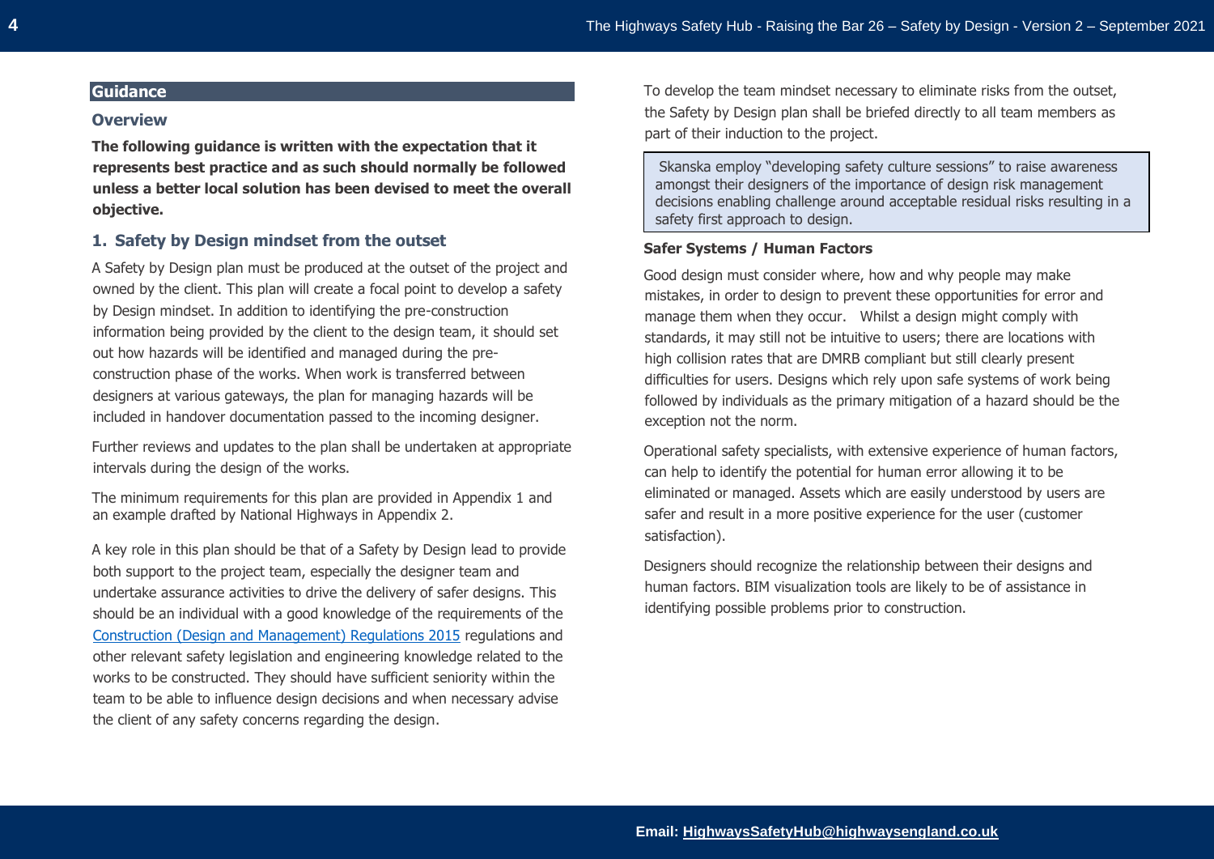## Guidance

### Overview

**The following guidance is written with the expectation that it represents best practice and as such should normally be followed unless a better local solution has been devised to meet the overall objective.**

### 1. Safety by Design mindset from the outset

A Safety by Design plan must be produced at the outset of the project and owned by the client. This plan will create a focal point to develop a safety by Design mindset. In addition to identifying the pre-construction information being provided by the client to the design team, it should set out how hazards will be identified and managed during the pre-construction phase of the works. When work is transferred between designers at various gateways, the plan for managing hazards will be included in handover documentation passed to the incoming designer.

Further reviews and updates to the plan shall be undertaken at appropriate intervals during the design of the works.

The minimum requirements for this plan are provided in Appendix 1 and an example drafted by National Highways in Appendix 2.

A key role in this plan should be that of a Safety by Design lead to provide both support to the project team, especially the designer team and undertake assurance activities to drive the delivery of safer designs. This should be an individual with a good knowledge of the requirements of the Construction (Design and Management) Regulations 2015 regulations and other relevant safety legislation and engineering knowledge related to the works to be constructed. They should have sufficient seniority within the team to be able to influence design decisions and when necessary advise the client of any safety concerns regarding the design.

To develop the team mindset necessary to eliminate risks from the outset, the Safety by Design plan shall be briefed directly to all team members as part of their induction to the project.

> Skanska employ "developing safety culture sessions" to raise awareness amongst their designers of the importance of design risk management decisions enabling challenge around acceptable residual risks resulting in a safety first approach to design.

**Safer Systems / Human Factors**

Good design must consider where, how and why people may make mistakes, in order to design to prevent these opportunities for error and manage them when they occur. Whilst a design might comply with standards, it may still not be intuitive to users; there are locations with high collision rates that are DMRB compliant but still clearly present difficulties for users. Designs which rely upon safe systems of work being followed by individuals as the primary mitigation of a hazard should be the exception not the norm.

Operational safety specialists, with extensive experience of human factors, can help to identify the potential for human error allowing it to be eliminated or managed. Assets which are easily understood by users are safer and result in a more positive experience for the user (customer satisfaction).

Designers should recognize the relationship between their designs and human factors. BIM visualization tools are likely to be of assistance in identifying possible problems prior to construction.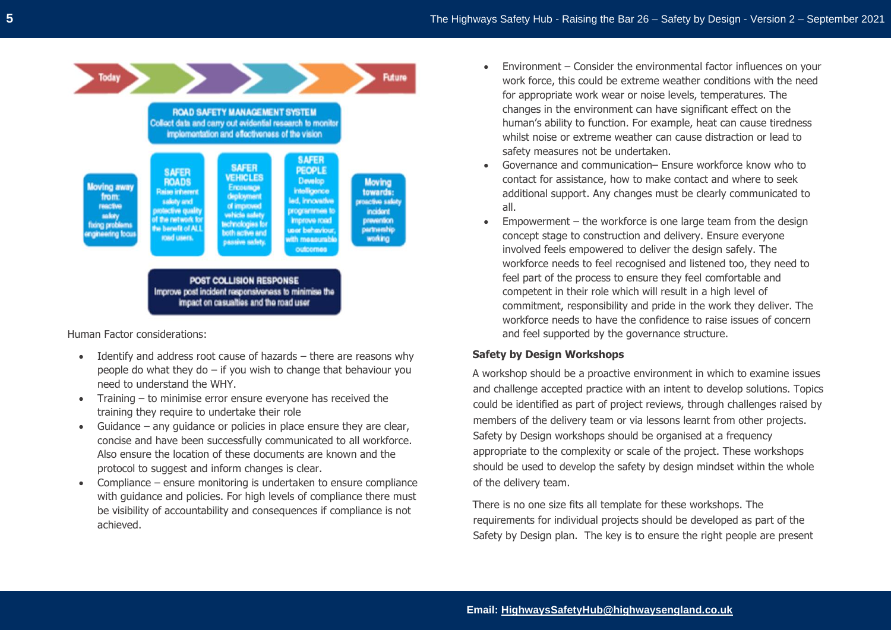Today → Future

**ROAD SAFETY MANAGEMENT SYSTEM**
Collect data and carry out evidential research to monitor implementation and effectiveness of the vision

Moving away from: reactive safety fixing problems engineering focus

**SAFER ROADS**
Raise inherent safety and protective quality of the network for the benefit of ALL road users.

**SAFER VEHICLES**
Encourage deployment of improved vehicle safety technologies for both active and passive safety.

**SAFER PEOPLE**
Develop intelligence led, innovative programmes to improve road user behaviour, with measurable outcomes

Moving towards: proactive safety incident prevention partnership working

**POST COLLISION RESPONSE**
Improve post incident responsiveness to minimise the impact on casualties and the road user

Human Factor considerations:

- Identify and address root cause of hazards – there are reasons why people do what they do – if you wish to change that behaviour you need to understand the WHY.
- Training – to minimise error ensure everyone has received the training they require to undertake their role
- Guidance – any guidance or policies in place ensure they are clear, concise and have been successfully communicated to all workforce. Also ensure the location of these documents are known and the protocol to suggest and inform changes is clear.
- Compliance – ensure monitoring is undertaken to ensure compliance with guidance and policies. For high levels of compliance there must be visibility of accountability and consequences if compliance is not achieved.
- Environment – Consider the environmental factor influences on your work force, this could be extreme weather conditions with the need for appropriate work wear or noise levels, temperatures. The changes in the environment can have significant effect on the human's ability to function. For example, heat can cause tiredness whilst noise or extreme weather can cause distraction or lead to safety measures not be undertaken.
- Governance and communication– Ensure workforce know who to contact for assistance, how to make contact and where to seek additional support. Any changes must be clearly communicated to all.
- Empowerment – the workforce is one large team from the design concept stage to construction and delivery. Ensure everyone involved feels empowered to deliver the design safely. The workforce needs to feel recognised and listened too, they need to feel part of the process to ensure they feel comfortable and competent in their role which will result in a high level of commitment, responsibility and pride in the work they deliver. The workforce needs to have the confidence to raise issues of concern and feel supported by the governance structure.

**Safety by Design Workshops**

A workshop should be a proactive environment in which to examine issues and challenge accepted practice with an intent to develop solutions. Topics could be identified as part of project reviews, through challenges raised by members of the delivery team or via lessons learnt from other projects. Safety by Design workshops should be organised at a frequency appropriate to the complexity or scale of the project. These workshops should be used to develop the safety by design mindset within the whole of the delivery team.

There is no one size fits all template for these workshops. The requirements for individual projects should be developed as part of the Safety by Design plan. The key is to ensure the right people are present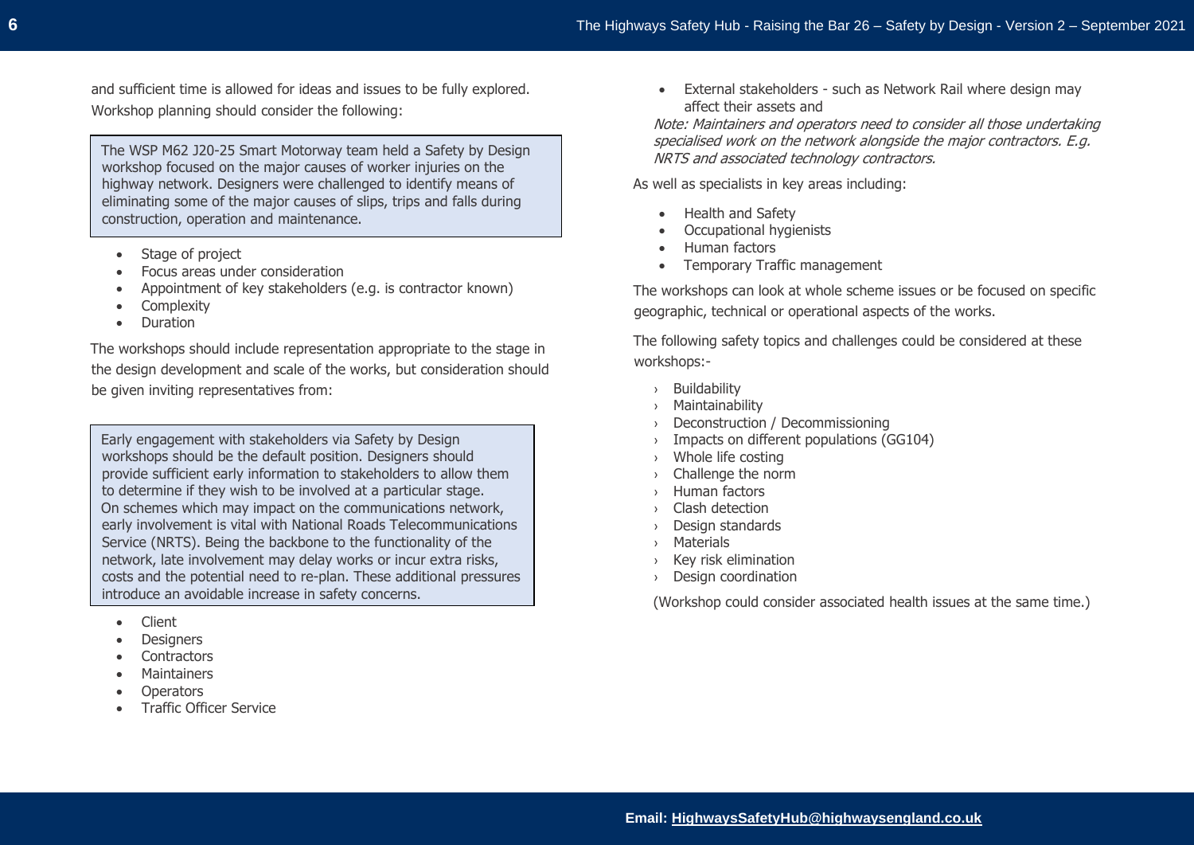and sufficient time is allowed for ideas and issues to be fully explored. Workshop planning should consider the following:

> The WSP M62 J20-25 Smart Motorway team held a Safety by Design workshop focused on the major causes of worker injuries on the highway network. Designers were challenged to identify means of eliminating some of the major causes of slips, trips and falls during construction, operation and maintenance.

- Stage of project
- Focus areas under consideration
- Appointment of key stakeholders (e.g. is contractor known)
- Complexity
- Duration

The workshops should include representation appropriate to the stage in the design development and scale of the works, but consideration should be given inviting representatives from:

> Early engagement with stakeholders via Safety by Design workshops should be the default position. Designers should provide sufficient early information to stakeholders to allow them to determine if they wish to be involved at a particular stage.
> On schemes which may impact on the communications network, early involvement is vital with National Roads Telecommunications Service (NRTS). Being the backbone to the functionality of the network, late involvement may delay works or incur extra risks, costs and the potential need to re-plan. These additional pressures introduce an avoidable increase in safety concerns.

- Client
- Designers
- Contractors
- Maintainers
- Operators
- Traffic Officer Service
- External stakeholders - such as Network Rail where design may affect their assets and

*Note: Maintainers and operators need to consider all those undertaking specialised work on the network alongside the major contractors. E.g. NRTS and associated technology contractors.*

As well as specialists in key areas including:

- Health and Safety
- Occupational hygienists
- Human factors
- Temporary Traffic management

The workshops can look at whole scheme issues or be focused on specific geographic, technical or operational aspects of the works.

The following safety topics and challenges could be considered at these workshops:-

- Buildability
- Maintainability
- Deconstruction / Decommissioning
- Impacts on different populations (GG104)
- Whole life costing
- Challenge the norm
- Human factors
- Clash detection
- Design standards
- Materials
- Key risk elimination
- Design coordination

(Workshop could consider associated health issues at the same time.)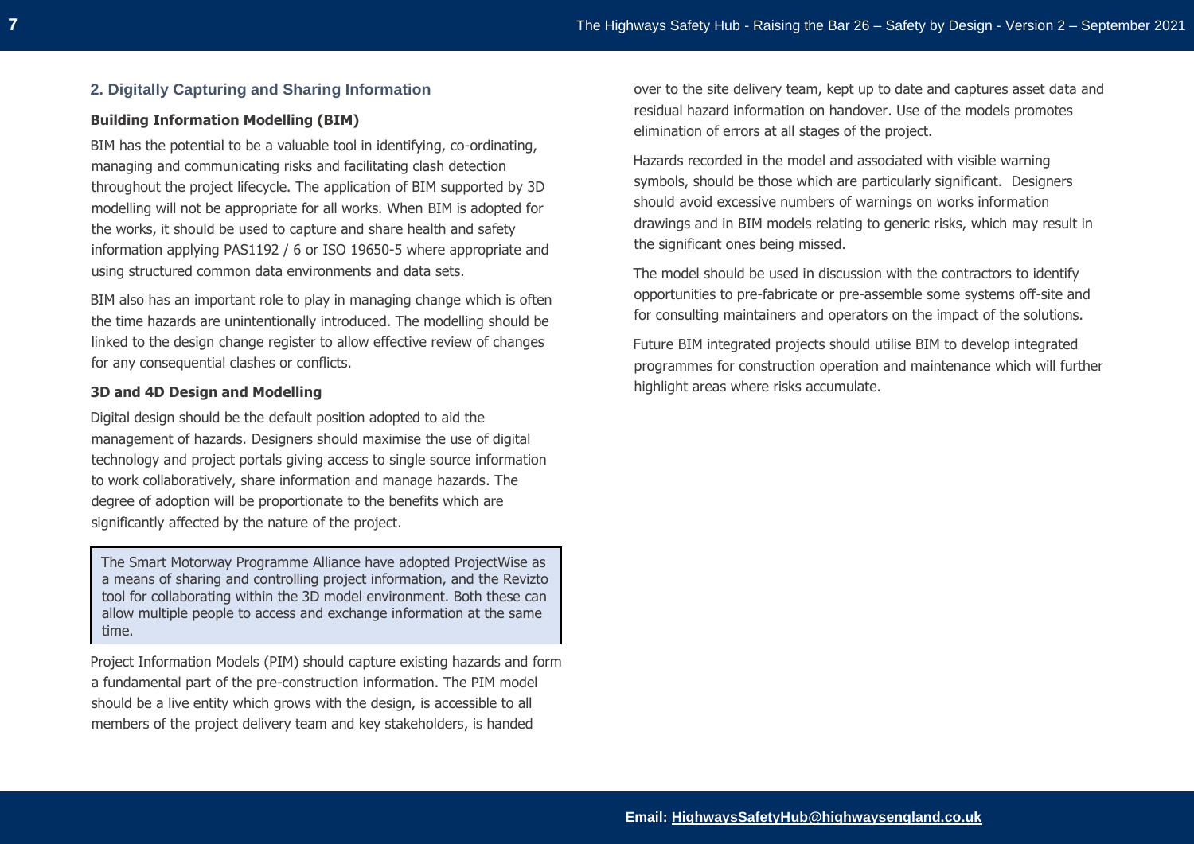## 2. Digitally Capturing and Sharing Information

**Building Information Modelling (BIM)**

BIM has the potential to be a valuable tool in identifying, co-ordinating, managing and communicating risks and facilitating clash detection throughout the project lifecycle. The application of BIM supported by 3D modelling will not be appropriate for all works. When BIM is adopted for the works, it should be used to capture and share health and safety information applying PAS1192 / 6 or ISO 19650-5 where appropriate and using structured common data environments and data sets.

BIM also has an important role to play in managing change which is often the time hazards are unintentionally introduced. The modelling should be linked to the design change register to allow effective review of changes for any consequential clashes or conflicts.

**3D and 4D Design and Modelling**

Digital design should be the default position adopted to aid the management of hazards. Designers should maximise the use of digital technology and project portals giving access to single source information to work collaboratively, share information and manage hazards. The degree of adoption will be proportionate to the benefits which are significantly affected by the nature of the project.

> The Smart Motorway Programme Alliance have adopted ProjectWise as a means of sharing and controlling project information, and the Revizto tool for collaborating within the 3D model environment. Both these can allow multiple people to access and exchange information at the same time.

Project Information Models (PIM) should capture existing hazards and form a fundamental part of the pre-construction information. The PIM model should be a live entity which grows with the design, is accessible to all members of the project delivery team and key stakeholders, is handed over to the site delivery team, kept up to date and captures asset data and residual hazard information on handover. Use of the models promotes elimination of errors at all stages of the project.

Hazards recorded in the model and associated with visible warning symbols, should be those which are particularly significant. Designers should avoid excessive numbers of warnings on works information drawings and in BIM models relating to generic risks, which may result in the significant ones being missed.

The model should be used in discussion with the contractors to identify opportunities to pre-fabricate or pre-assemble some systems off-site and for consulting maintainers and operators on the impact of the solutions.

Future BIM integrated projects should utilise BIM to develop integrated programmes for construction operation and maintenance which will further highlight areas where risks accumulate.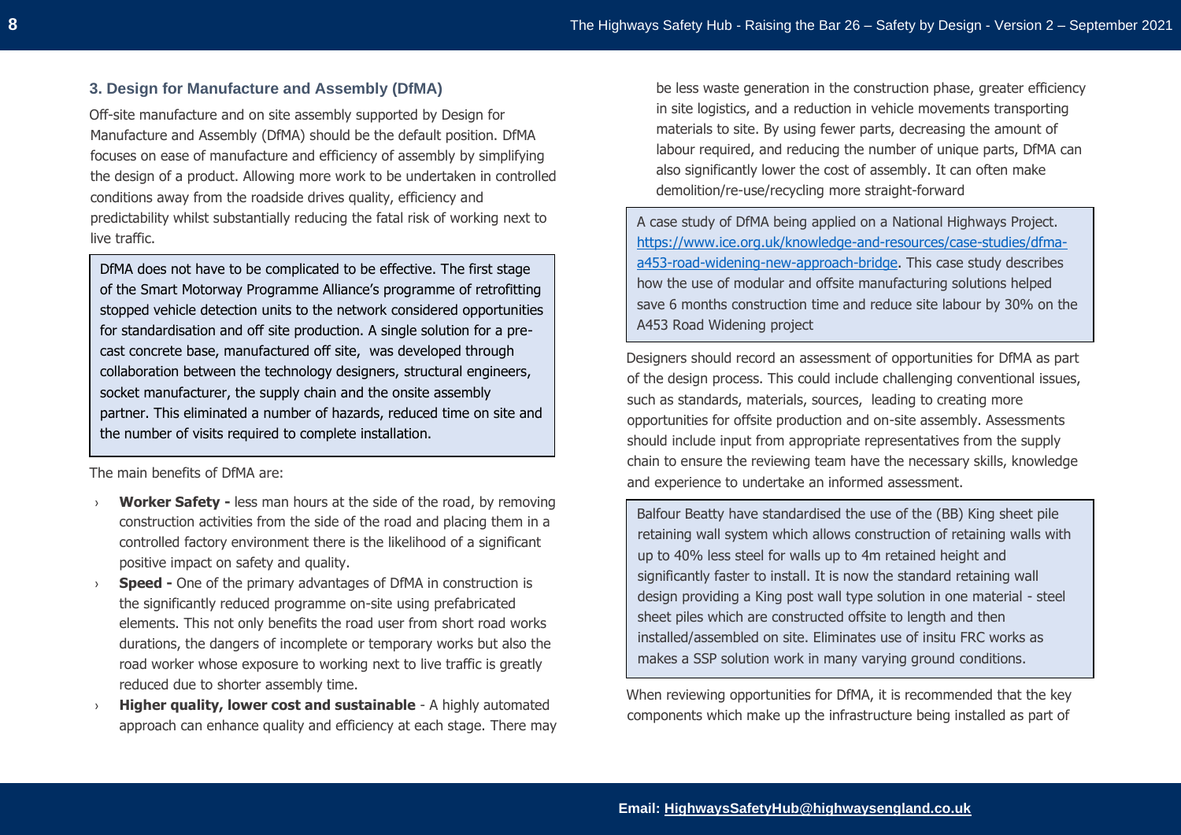### 3. Design for Manufacture and Assembly (DfMA)

Off-site manufacture and on site assembly supported by Design for Manufacture and Assembly (DfMA) should be the default position. DfMA focuses on ease of manufacture and efficiency of assembly by simplifying the design of a product. Allowing more work to be undertaken in controlled conditions away from the roadside drives quality, efficiency and predictability whilst substantially reducing the fatal risk of working next to live traffic.

> DfMA does not have to be complicated to be effective. The first stage of the Smart Motorway Programme Alliance's programme of retrofitting stopped vehicle detection units to the network considered opportunities for standardisation and off site production. A single solution for a pre-cast concrete base, manufactured off site, was developed through collaboration between the technology designers, structural engineers, socket manufacturer, the supply chain and the onsite assembly partner. This eliminated a number of hazards, reduced time on site and the number of visits required to complete installation.

The main benefits of DfMA are:

- **Worker Safety -** less man hours at the side of the road, by removing construction activities from the side of the road and placing them in a controlled factory environment there is the likelihood of a significant positive impact on safety and quality.
- **Speed -** One of the primary advantages of DfMA in construction is the significantly reduced programme on-site using prefabricated elements. This not only benefits the road user from short road works durations, the dangers of incomplete or temporary works but also the road worker whose exposure to working next to live traffic is greatly reduced due to shorter assembly time.
- **Higher quality, lower cost and sustainable** - A highly automated approach can enhance quality and efficiency at each stage. There may be less waste generation in the construction phase, greater efficiency in site logistics, and a reduction in vehicle movements transporting materials to site. By using fewer parts, decreasing the amount of labour required, and reducing the number of unique parts, DfMA can also significantly lower the cost of assembly. It can often make demolition/re-use/recycling more straight-forward

> A case study of DfMA being applied on a National Highways Project. https://www.ice.org.uk/knowledge-and-resources/case-studies/dfma-a453-road-widening-new-approach-bridge. This case study describes how the use of modular and offsite manufacturing solutions helped save 6 months construction time and reduce site labour by 30% on the A453 Road Widening project

Designers should record an assessment of opportunities for DfMA as part of the design process. This could include challenging conventional issues, such as standards, materials, sources, leading to creating more opportunities for offsite production and on-site assembly. Assessments should include input from appropriate representatives from the supply chain to ensure the reviewing team have the necessary skills, knowledge and experience to undertake an informed assessment.

> Balfour Beatty have standardised the use of the (BB) King sheet pile retaining wall system which allows construction of retaining walls with up to 40% less steel for walls up to 4m retained height and significantly faster to install. It is now the standard retaining wall design providing a King post wall type solution in one material - steel sheet piles which are constructed offsite to length and then installed/assembled on site. Eliminates use of insitu FRC works as makes a SSP solution work in many varying ground conditions.

When reviewing opportunities for DfMA, it is recommended that the key components which make up the infrastructure being installed as part of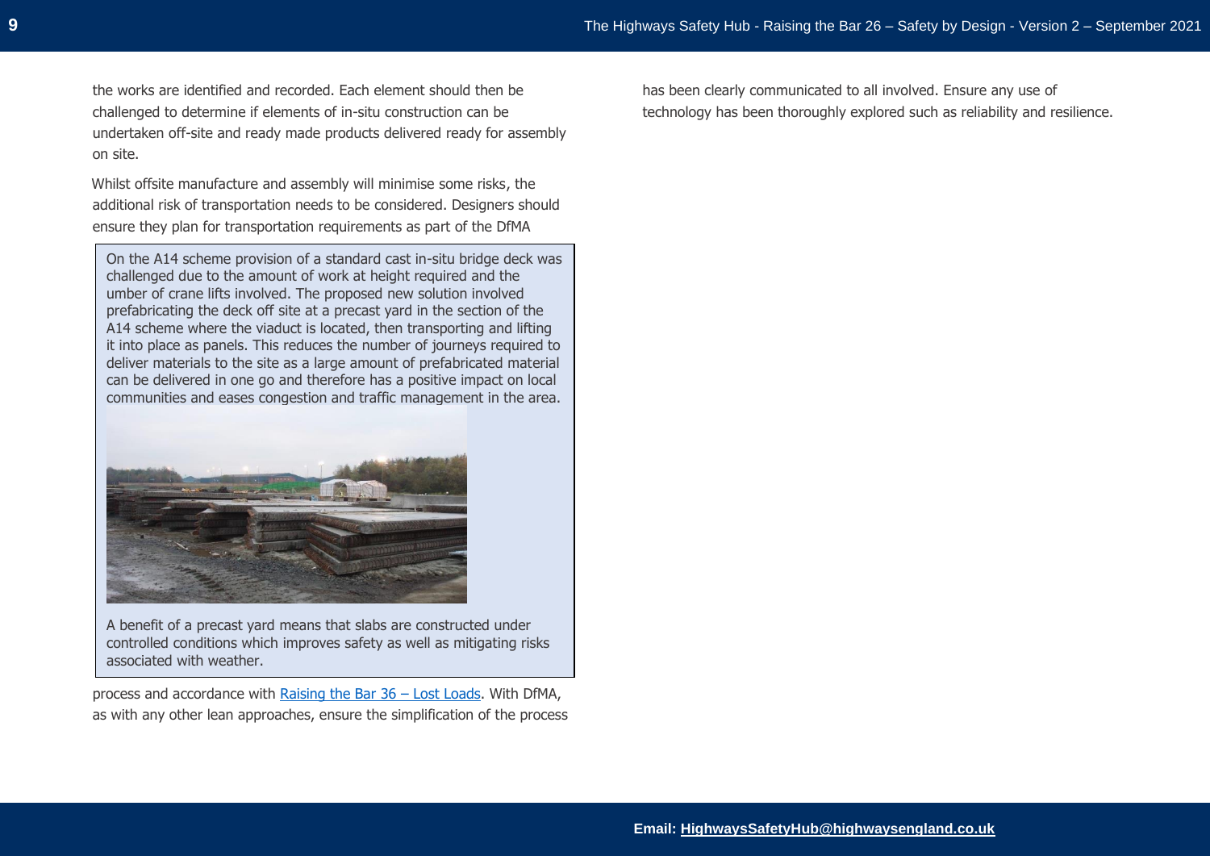the works are identified and recorded. Each element should then be challenged to determine if elements of in-situ construction can be undertaken off-site and ready made products delivered ready for assembly on site.

Whilst offsite manufacture and assembly will minimise some risks, the additional risk of transportation needs to be considered. Designers should ensure they plan for transportation requirements as part of the DfMA process and accordance with [Raising the Bar 36 – Lost Loads](). With DfMA, as with any other lean approaches, ensure the simplification of the process has been clearly communicated to all involved. Ensure any use of technology has been thoroughly explored such as reliability and resilience.

> On the A14 scheme provision of a standard cast in-situ bridge deck was challenged due to the amount of work at height required and the umber of crane lifts involved. The proposed new solution involved prefabricating the deck off site at a precast yard in the section of the A14 scheme where the viaduct is located, then transporting and lifting it into place as panels. This reduces the number of journeys required to deliver materials to the site as a large amount of prefabricated material can be delivered in one go and therefore has a positive impact on local communities and eases congestion and traffic management in the area.
>
> A benefit of a precast yard means that slabs are constructed under controlled conditions which improves safety as well as mitigating risks associated with weather.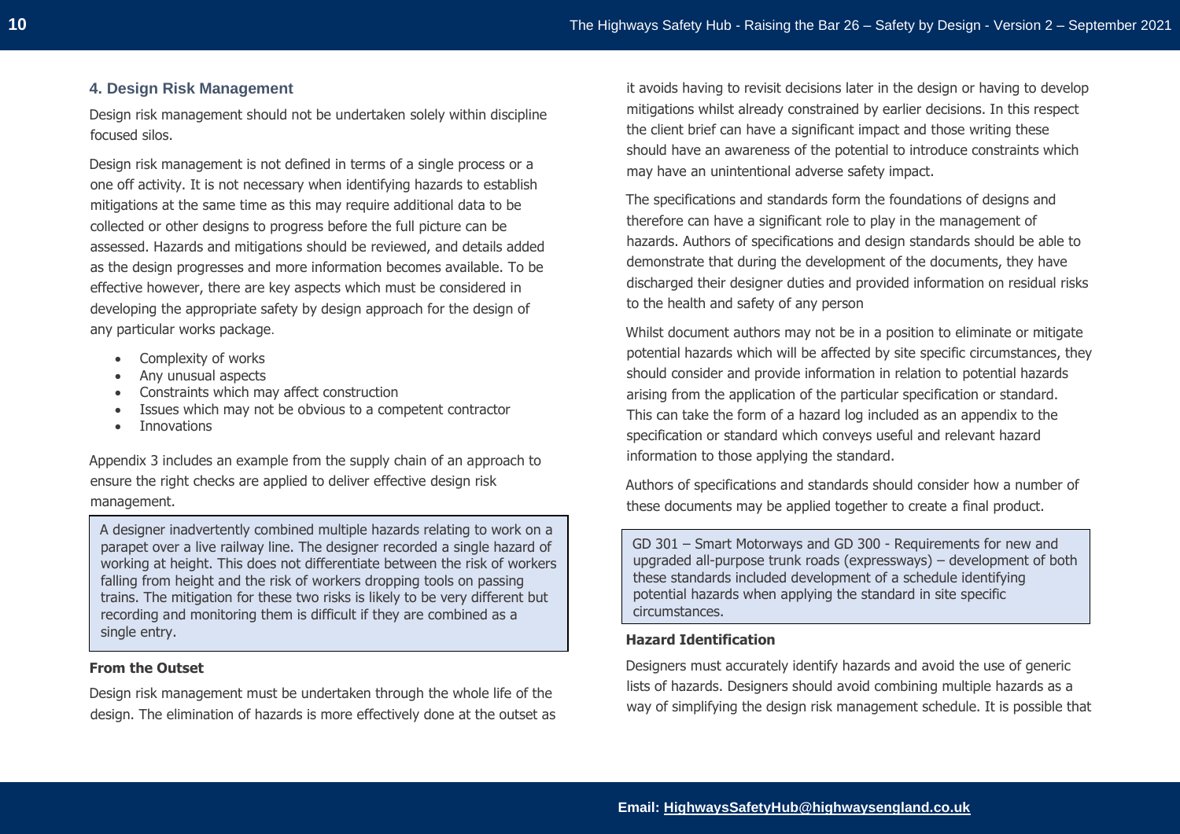## 4. Design Risk Management

Design risk management should not be undertaken solely within discipline focused silos.

Design risk management is not defined in terms of a single process or a one off activity. It is not necessary when identifying hazards to establish mitigations at the same time as this may require additional data to be collected or other designs to progress before the full picture can be assessed. Hazards and mitigations should be reviewed, and details added as the design progresses and more information becomes available. To be effective however, there are key aspects which must be considered in developing the appropriate safety by design approach for the design of any particular works package.

- Complexity of works
- Any unusual aspects
- Constraints which may affect construction
- Issues which may not be obvious to a competent contractor
- Innovations

Appendix 3 includes an example from the supply chain of an approach to ensure the right checks are applied to deliver effective design risk management.

> A designer inadvertently combined multiple hazards relating to work on a parapet over a live railway line. The designer recorded a single hazard of working at height. This does not differentiate between the risk of workers falling from height and the risk of workers dropping tools on passing trains. The mitigation for these two risks is likely to be very different but recording and monitoring them is difficult if they are combined as a single entry.

**From the Outset**

Design risk management must be undertaken through the whole life of the design. The elimination of hazards is more effectively done at the outset as it avoids having to revisit decisions later in the design or having to develop mitigations whilst already constrained by earlier decisions. In this respect the client brief can have a significant impact and those writing these should have an awareness of the potential to introduce constraints which may have an unintentional adverse safety impact.

The specifications and standards form the foundations of designs and therefore can have a significant role to play in the management of hazards. Authors of specifications and design standards should be able to demonstrate that during the development of the documents, they have discharged their designer duties and provided information on residual risks to the health and safety of any person

Whilst document authors may not be in a position to eliminate or mitigate potential hazards which will be affected by site specific circumstances, they should consider and provide information in relation to potential hazards arising from the application of the particular specification or standard. This can take the form of a hazard log included as an appendix to the specification or standard which conveys useful and relevant hazard information to those applying the standard.

Authors of specifications and standards should consider how a number of these documents may be applied together to create a final product.

> GD 301 – Smart Motorways and GD 300 - Requirements for new and upgraded all-purpose trunk roads (expressways) – development of both these standards included development of a schedule identifying potential hazards when applying the standard in site specific circumstances.

**Hazard Identification**

Designers must accurately identify hazards and avoid the use of generic lists of hazards. Designers should avoid combining multiple hazards as a way of simplifying the design risk management schedule. It is possible that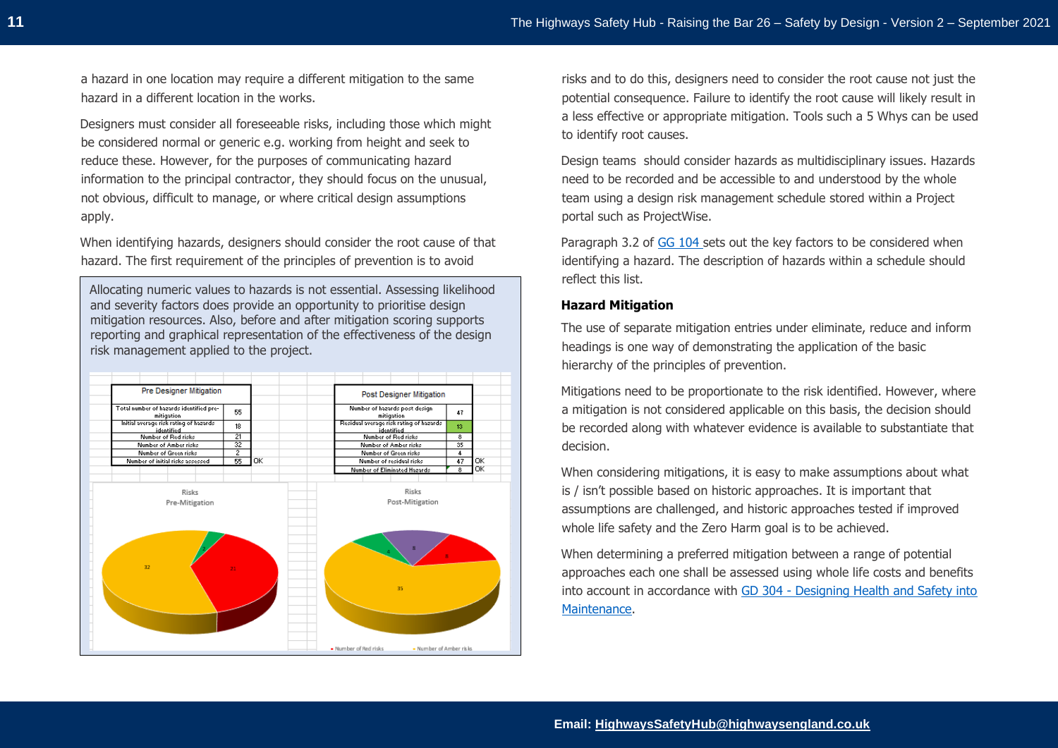a hazard in one location may require a different mitigation to the same hazard in a different location in the works.

Designers must consider all foreseeable risks, including those which might be considered normal or generic e.g. working from height and seek to reduce these. However, for the purposes of communicating hazard information to the principal contractor, they should focus on the unusual, not obvious, difficult to manage, or where critical design assumptions apply.

When identifying hazards, designers should consider the root cause of that hazard. The first requirement of the principles of prevention is to avoid risks and to do this, designers need to consider the root cause not just the potential consequence. Failure to identify the root cause will likely result in a less effective or appropriate mitigation. Tools such a 5 Whys can be used to identify root causes.

> Allocating numeric values to hazards is not essential. Assessing likelihood and severity factors does provide an opportunity to prioritise design mitigation resources. Also, before and after mitigation scoring supports reporting and graphical representation of the effectiveness of the design risk management applied to the project.

| Pre Designer Mitigation | | |
|---|---|---|
| Total number of hazards identified pre-mitigation | 55 | |
| Initial average risk rating of hazards identified | 18 | |
| Number of Red risks | 21 | |
| Number of Amber risks | 32 | |
| Number of Green risks | 2 | |
| Number of initial risks assessed | 55 | OK |

| Post Designer Mitigation | | |
|---|---|---|
| Number of hazards post design mitigation | 47 | |
| Residual average risk rating of hazards identified | 13 | |
| Number of Red risks | 8 | |
| Number of Amber risks | 35 | |
| Number of Green risks | 4 | |
| Number of residual risks | 47 | OK |
| Number of Eliminated Hazards | 8 | OK |

Design teams should consider hazards as multidisciplinary issues. Hazards need to be recorded and be accessible to and understood by the whole team using a design risk management schedule stored within a Project portal such as ProjectWise.

Paragraph 3.2 of [GG 104](#) sets out the key factors to be considered when identifying a hazard. The description of hazards within a schedule should reflect this list.

### Hazard Mitigation

The use of separate mitigation entries under eliminate, reduce and inform headings is one way of demonstrating the application of the basic hierarchy of the principles of prevention.

Mitigations need to be proportionate to the risk identified. However, where a mitigation is not considered applicable on this basis, the decision should be recorded along with whatever evidence is available to substantiate that decision.

When considering mitigations, it is easy to make assumptions about what is / isn't possible based on historic approaches. It is important that assumptions are challenged, and historic approaches tested if improved whole life safety and the Zero Harm goal is to be achieved.

When determining a preferred mitigation between a range of potential approaches each one shall be assessed using whole life costs and benefits into account in accordance with [GD 304 - Designing Health and Safety into Maintenance](#).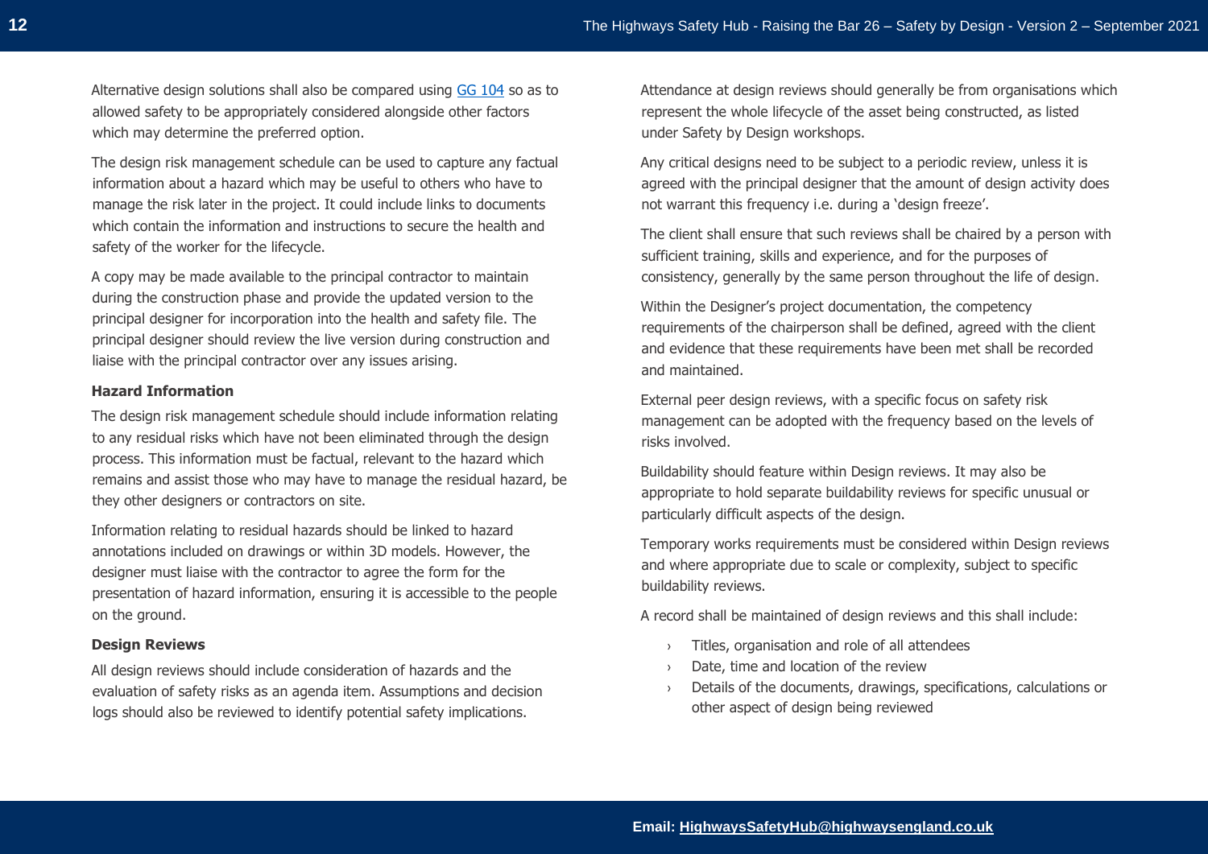Alternative design solutions shall also be compared using [GG 104](#) so as to allowed safety to be appropriately considered alongside other factors which may determine the preferred option.

The design risk management schedule can be used to capture any factual information about a hazard which may be useful to others who have to manage the risk later in the project. It could include links to documents which contain the information and instructions to secure the health and safety of the worker for the lifecycle.

A copy may be made available to the principal contractor to maintain during the construction phase and provide the updated version to the principal designer for incorporation into the health and safety file. The principal designer should review the live version during construction and liaise with the principal contractor over any issues arising.

**Hazard Information**

The design risk management schedule should include information relating to any residual risks which have not been eliminated through the design process. This information must be factual, relevant to the hazard which remains and assist those who may have to manage the residual hazard, be they other designers or contractors on site.

Information relating to residual hazards should be linked to hazard annotations included on drawings or within 3D models. However, the designer must liaise with the contractor to agree the form for the presentation of hazard information, ensuring it is accessible to the people on the ground.

**Design Reviews**

All design reviews should include consideration of hazards and the evaluation of safety risks as an agenda item. Assumptions and decision logs should also be reviewed to identify potential safety implications.

Attendance at design reviews should generally be from organisations which represent the whole lifecycle of the asset being constructed, as listed under Safety by Design workshops.

Any critical designs need to be subject to a periodic review, unless it is agreed with the principal designer that the amount of design activity does not warrant this frequency i.e. during a 'design freeze'.

The client shall ensure that such reviews shall be chaired by a person with sufficient training, skills and experience, and for the purposes of consistency, generally by the same person throughout the life of design.

Within the Designer's project documentation, the competency requirements of the chairperson shall be defined, agreed with the client and evidence that these requirements have been met shall be recorded and maintained.

External peer design reviews, with a specific focus on safety risk management can be adopted with the frequency based on the levels of risks involved.

Buildability should feature within Design reviews. It may also be appropriate to hold separate buildability reviews for specific unusual or particularly difficult aspects of the design.

Temporary works requirements must be considered within Design reviews and where appropriate due to scale or complexity, subject to specific buildability reviews.

A record shall be maintained of design reviews and this shall include:

- Titles, organisation and role of all attendees
- Date, time and location of the review
- Details of the documents, drawings, specifications, calculations or other aspect of design being reviewed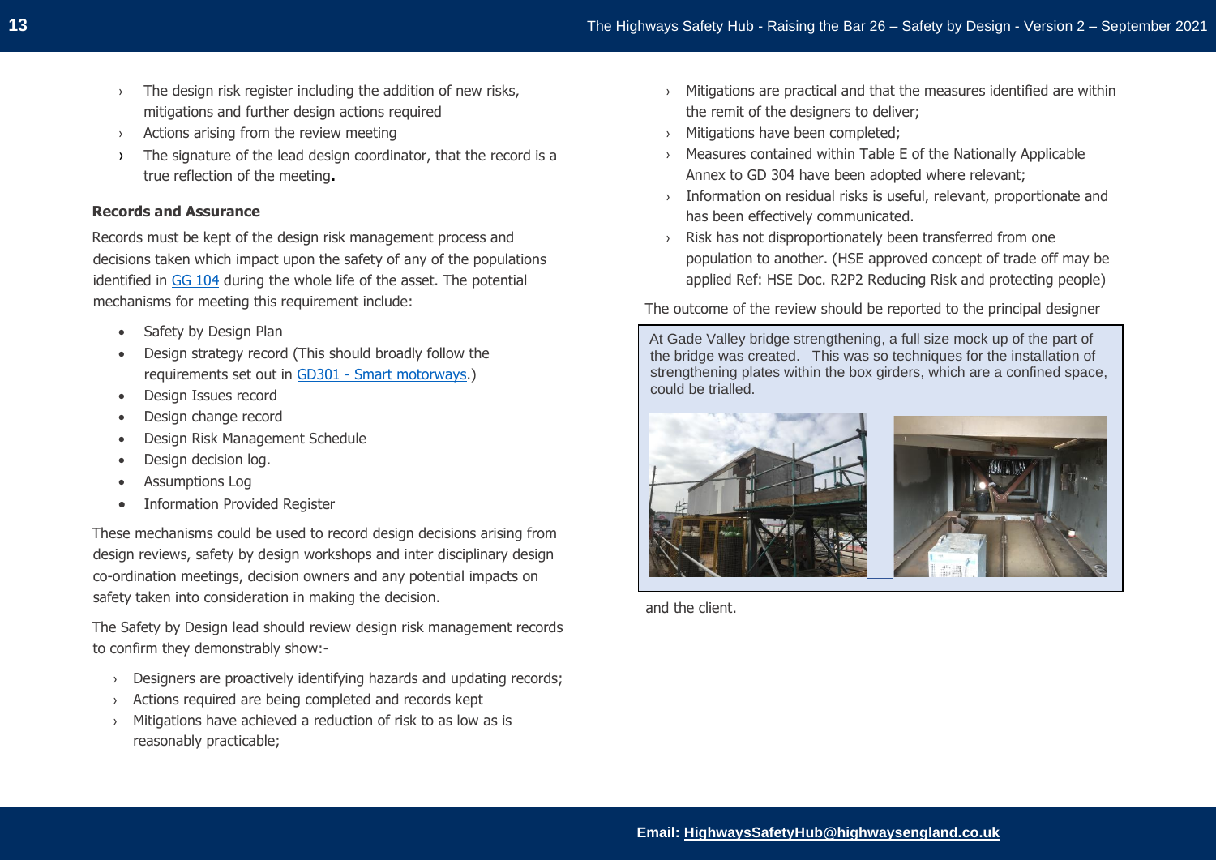- The design risk register including the addition of new risks, mitigations and further design actions required
- Actions arising from the review meeting
- The signature of the lead design coordinator, that the record is a true reflection of the meeting.

**Records and Assurance**

Records must be kept of the design risk management process and decisions taken which impact upon the safety of any of the populations identified in [GG 104](GG 104) during the whole life of the asset. The potential mechanisms for meeting this requirement include:

- Safety by Design Plan
- Design strategy record (This should broadly follow the requirements set out in [GD301 - Smart motorways](GD301 - Smart motorways).)
- Design Issues record
- Design change record
- Design Risk Management Schedule
- Design decision log.
- Assumptions Log
- Information Provided Register

These mechanisms could be used to record design decisions arising from design reviews, safety by design workshops and inter disciplinary design co-ordination meetings, decision owners and any potential impacts on safety taken into consideration in making the decision.

The Safety by Design lead should review design risk management records to confirm they demonstrably show:-

- Designers are proactively identifying hazards and updating records;
- Actions required are being completed and records kept
- Mitigations have achieved a reduction of risk to as low as is reasonably practicable;
- Mitigations are practical and that the measures identified are within the remit of the designers to deliver;
- Mitigations have been completed;
- Measures contained within Table E of the Nationally Applicable Annex to GD 304 have been adopted where relevant;
- Information on residual risks is useful, relevant, proportionate and has been effectively communicated.
- Risk has not disproportionately been transferred from one population to another. (HSE approved concept of trade off may be applied Ref: HSE Doc. R2P2 Reducing Risk and protecting people)

The outcome of the review should be reported to the principal designer and the client.

> At Gade Valley bridge strengthening, a full size mock up of the part of the bridge was created. This was so techniques for the installation of strengthening plates within the box girders, which are a confined space, could be trialled.

**Email:** HighwaysSafetyHub@highwaysengland.co.uk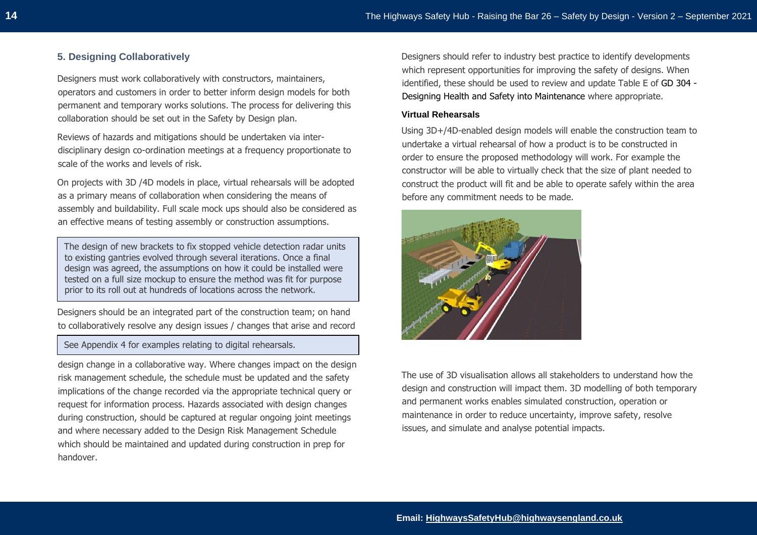## 5. Designing Collaboratively

Designers must work collaboratively with constructors, maintainers, operators and customers in order to better inform design models for both permanent and temporary works solutions. The process for delivering this collaboration should be set out in the Safety by Design plan.

Reviews of hazards and mitigations should be undertaken via inter-disciplinary design co-ordination meetings at a frequency proportionate to scale of the works and levels of risk.

On projects with 3D /4D models in place, virtual rehearsals will be adopted as a primary means of collaboration when considering the means of assembly and buildability. Full scale mock ups should also be considered as an effective means of testing assembly or construction assumptions.

> The design of new brackets to fix stopped vehicle detection radar units to existing gantries evolved through several iterations. Once a final design was agreed, the assumptions on how it could be installed were tested on a full size mockup to ensure the method was fit for purpose prior to its roll out at hundreds of locations across the network.

Designers should be an integrated part of the construction team; on hand to collaboratively resolve any design issues / changes that arise and record design change in a collaborative way. Where changes impact on the design risk management schedule, the schedule must be updated and the safety implications of the change recorded via the appropriate technical query or request for information process. Hazards associated with design changes during construction, should be captured at regular ongoing joint meetings and where necessary added to the Design Risk Management Schedule which should be maintained and updated during construction in prep for handover.

> See Appendix 4 for examples relating to digital rehearsals.

Designers should refer to industry best practice to identify developments which represent opportunities for improving the safety of designs. When identified, these should be used to review and update Table E of GD 304 - Designing Health and Safety into Maintenance where appropriate.

### Virtual Rehearsals

Using 3D+/4D-enabled design models will enable the construction team to undertake a virtual rehearsal of how a product is to be constructed in order to ensure the proposed methodology will work. For example the constructor will be able to virtually check that the size of plant needed to construct the product will fit and be able to operate safely within the area before any commitment needs to be made.

The use of 3D visualisation allows all stakeholders to understand how the design and construction will impact them. 3D modelling of both temporary and permanent works enables simulated construction, operation or maintenance in order to reduce uncertainty, improve safety, resolve issues, and simulate and analyse potential impacts.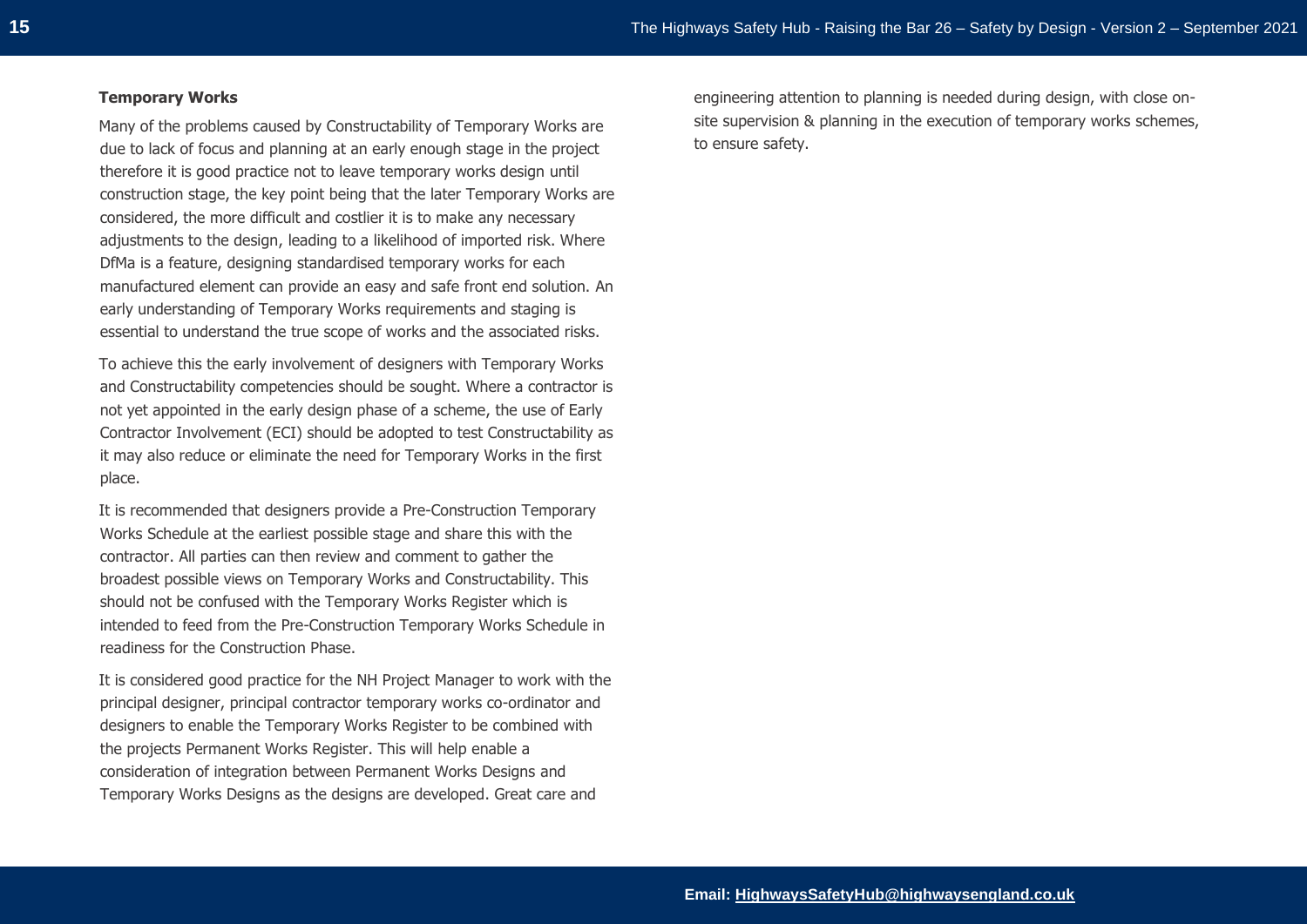### Temporary Works

Many of the problems caused by Constructability of Temporary Works are due to lack of focus and planning at an early enough stage in the project therefore it is good practice not to leave temporary works design until construction stage, the key point being that the later Temporary Works are considered, the more difficult and costlier it is to make any necessary adjustments to the design, leading to a likelihood of imported risk. Where DfMa is a feature, designing standardised temporary works for each manufactured element can provide an easy and safe front end solution. An early understanding of Temporary Works requirements and staging is essential to understand the true scope of works and the associated risks.

To achieve this the early involvement of designers with Temporary Works and Constructability competencies should be sought. Where a contractor is not yet appointed in the early design phase of a scheme, the use of Early Contractor Involvement (ECI) should be adopted to test Constructability as it may also reduce or eliminate the need for Temporary Works in the first place.

It is recommended that designers provide a Pre-Construction Temporary Works Schedule at the earliest possible stage and share this with the contractor. All parties can then review and comment to gather the broadest possible views on Temporary Works and Constructability. This should not be confused with the Temporary Works Register which is intended to feed from the Pre-Construction Temporary Works Schedule in readiness for the Construction Phase.

It is considered good practice for the NH Project Manager to work with the principal designer, principal contractor temporary works co-ordinator and designers to enable the Temporary Works Register to be combined with the projects Permanent Works Register. This will help enable a consideration of integration between Permanent Works Designs and Temporary Works Designs as the designs are developed. Great care and engineering attention to planning is needed during design, with close on-site supervision & planning in the execution of temporary works schemes, to ensure safety.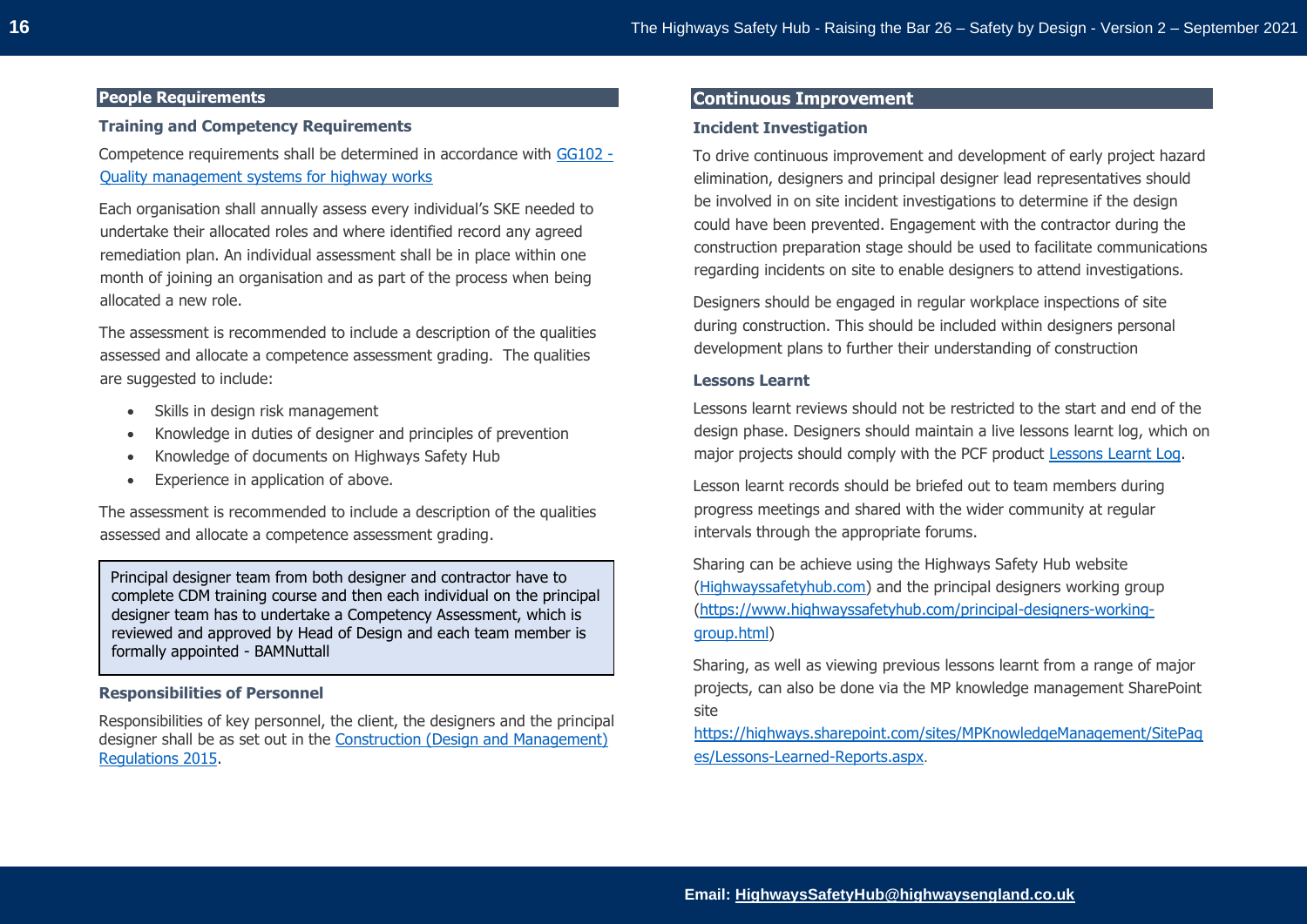## People Requirements

### Training and Competency Requirements

Competence requirements shall be determined in accordance with [GG102 - Quality management systems for highway works](GG102 - Quality management systems for highway works)

Each organisation shall annually assess every individual's SKE needed to undertake their allocated roles and where identified record any agreed remediation plan. An individual assessment shall be in place within one month of joining an organisation and as part of the process when being allocated a new role.

The assessment is recommended to include a description of the qualities assessed and allocate a competence assessment grading. The qualities are suggested to include:

- Skills in design risk management
- Knowledge in duties of designer and principles of prevention
- Knowledge of documents on Highways Safety Hub
- Experience in application of above.

The assessment is recommended to include a description of the qualities assessed and allocate a competence assessment grading.

> Principal designer team from both designer and contractor have to complete CDM training course and then each individual on the principal designer team has to undertake a Competency Assessment, which is reviewed and approved by Head of Design and each team member is formally appointed - BAMNuttall

### Responsibilities of Personnel

Responsibilities of key personnel, the client, the designers and the principal designer shall be as set out in the Construction (Design and Management) Regulations 2015.

## Continuous Improvement

### Incident Investigation

To drive continuous improvement and development of early project hazard elimination, designers and principal designer lead representatives should be involved in on site incident investigations to determine if the design could have been prevented. Engagement with the contractor during the construction preparation stage should be used to facilitate communications regarding incidents on site to enable designers to attend investigations.

Designers should be engaged in regular workplace inspections of site during construction. This should be included within designers personal development plans to further their understanding of construction

### Lessons Learnt

Lessons learnt reviews should not be restricted to the start and end of the design phase. Designers should maintain a live lessons learnt log, which on major projects should comply with the PCF product Lessons Learnt Log.

Lesson learnt records should be briefed out to team members during progress meetings and shared with the wider community at regular intervals through the appropriate forums.

Sharing can be achieve using the Highways Safety Hub website (Highwayssafetyhub.com) and the principal designers working group (https://www.highwayssafetyhub.com/principal-designers-working-group.html)

Sharing, as well as viewing previous lessons learnt from a range of major projects, can also be done via the MP knowledge management SharePoint site https://highways.sharepoint.com/sites/MPKnowledgeManagement/SitePages/Lessons-Learned-Reports.aspx.

Email: HighwaysSafetyHub@highwaysengland.co.uk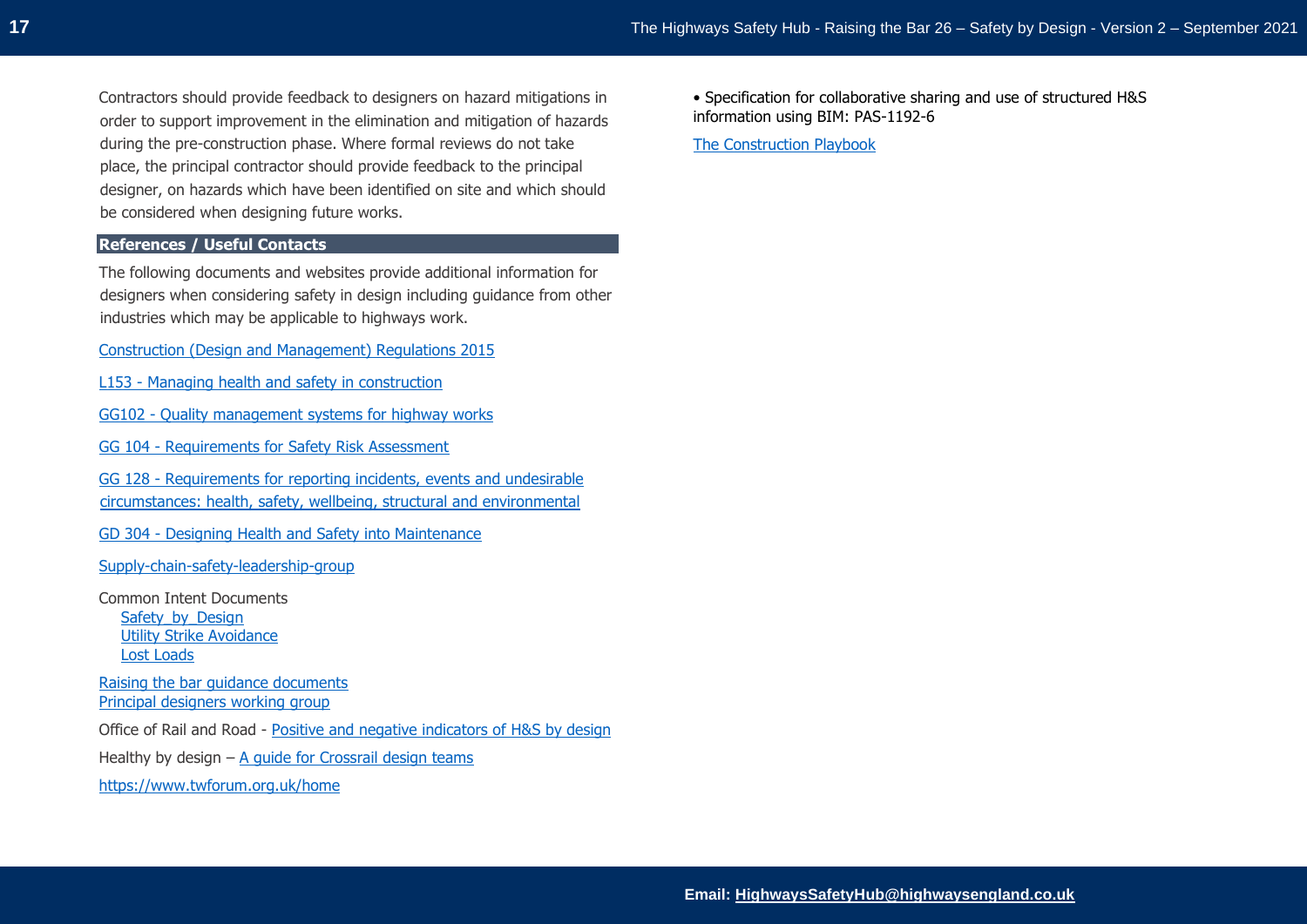Contractors should provide feedback to designers on hazard mitigations in order to support improvement in the elimination and mitigation of hazards during the pre-construction phase. Where formal reviews do not take place, the principal contractor should provide feedback to the principal designer, on hazards which have been identified on site and which should be considered when designing future works.

## References / Useful Contacts

The following documents and websites provide additional information for designers when considering safety in design including guidance from other industries which may be applicable to highways work.

Construction (Design and Management) Regulations 2015

L153 - Managing health and safety in construction

GG102 - Quality management systems for highway works

GG 104 - Requirements for Safety Risk Assessment

GG 128 - Requirements for reporting incidents, events and undesirable circumstances: health, safety, wellbeing, structural and environmental

GD 304 - Designing Health and Safety into Maintenance

Supply-chain-safety-leadership-group

Common Intent Documents
- Safety by Design
- Utility Strike Avoidance
- Lost Loads

Raising the bar guidance documents
Principal designers working group

Office of Rail and Road - Positive and negative indicators of H&S by design

Healthy by design – A guide for Crossrail design teams

https://www.twforum.org.uk/home

- Specification for collaborative sharing and use of structured H&S information using BIM: PAS-1192-6

The Construction Playbook

**Email: HighwaysSafetyHub@highwaysengland.co.uk**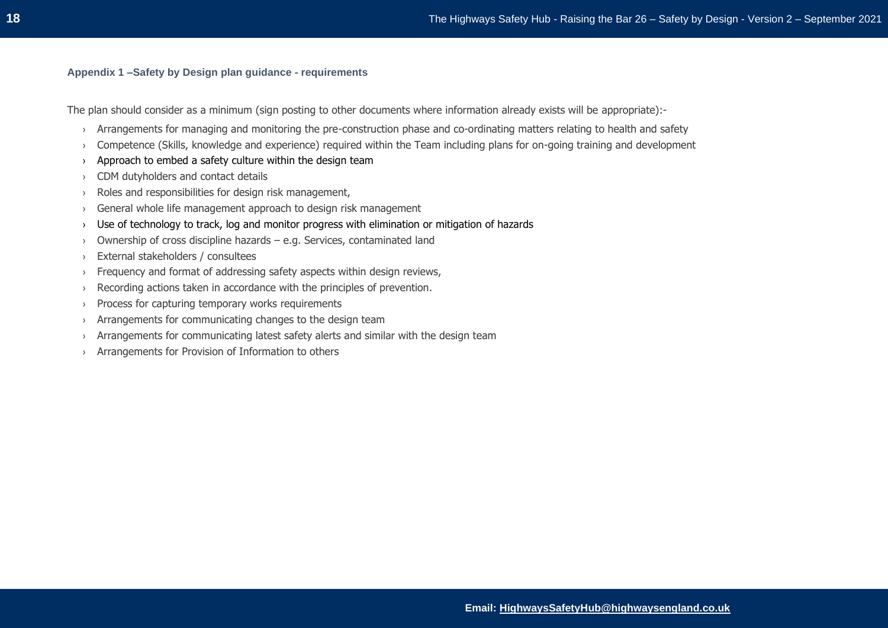## Appendix 1 –Safety by Design plan guidance - requirements

The plan should consider as a minimum (sign posting to other documents where information already exists will be appropriate):-

- Arrangements for managing and monitoring the pre-construction phase and co-ordinating matters relating to health and safety
- Competence (Skills, knowledge and experience) required within the Team including plans for on-going training and development
- Approach to embed a safety culture within the design team
- CDM dutyholders and contact details
- Roles and responsibilities for design risk management,
- General whole life management approach to design risk management
- Use of technology to track, log and monitor progress with elimination or mitigation of hazards
- Ownership of cross discipline hazards – e.g. Services, contaminated land
- External stakeholders / consultees
- Frequency and format of addressing safety aspects within design reviews,
- Recording actions taken in accordance with the principles of prevention.
- Process for capturing temporary works requirements
- Arrangements for communicating changes to the design team
- Arrangements for communicating latest safety alerts and similar with the design team
- Arrangements for Provision of Information to others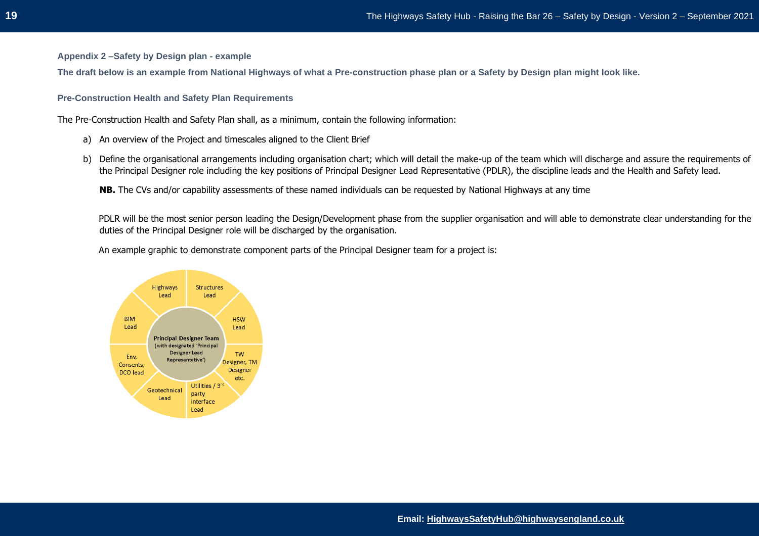### Appendix 2 –Safety by Design plan - example

**The draft below is an example from National Highways of what a Pre-construction phase plan or a Safety by Design plan might look like.**

#### Pre-Construction Health and Safety Plan Requirements

The Pre-Construction Health and Safety Plan shall, as a minimum, contain the following information:

a) An overview of the Project and timescales aligned to the Client Brief

b) Define the organisational arrangements including organisation chart; which will detail the make-up of the team which will discharge and assure the requirements of the Principal Designer role including the key positions of Principal Designer Lead Representative (PDLR), the discipline leads and the Health and Safety lead.

   **NB.** The CVs and/or capability assessments of these named individuals can be requested by National Highways at any time

   PDLR will be the most senior person leading the Design/Development phase from the supplier organisation and will able to demonstrate clear understanding for the duties of the Principal Designer role will be discharged by the organisation.

   An example graphic to demonstrate component parts of the Principal Designer team for a project is:

   - Principal Designer Team (with designated 'Principal Designer Lead Representative')
     - Highways Lead
     - Structures Lead
     - HSW Lead
     - TW Designer, TM Designer etc.
     - Utilities / 3rd party interface Lead
     - Geotechnical Lead
     - Env, Consents, DCO lead
     - BIM Lead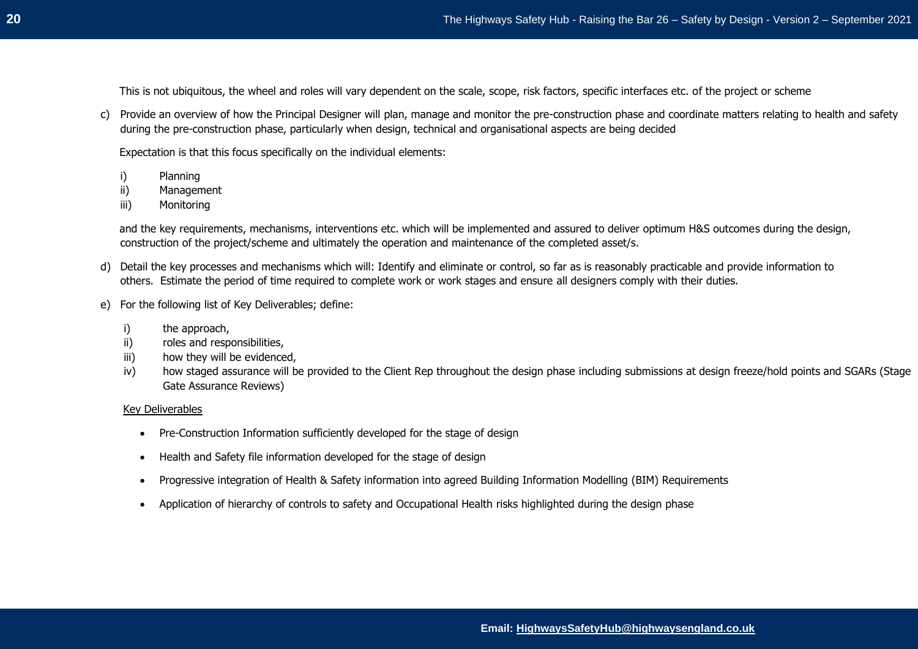This is not ubiquitous, the wheel and roles will vary dependent on the scale, scope, risk factors, specific interfaces etc. of the project or scheme

c) Provide an overview of how the Principal Designer will plan, manage and monitor the pre-construction phase and coordinate matters relating to health and safety during the pre-construction phase, particularly when design, technical and organisational aspects are being decided

   Expectation is that this focus specifically on the individual elements:

   i) Planning
   ii) Management
   iii) Monitoring

   and the key requirements, mechanisms, interventions etc. which will be implemented and assured to deliver optimum H&S outcomes during the design, construction of the project/scheme and ultimately the operation and maintenance of the completed asset/s.

d) Detail the key processes and mechanisms which will: Identify and eliminate or control, so far as is reasonably practicable and provide information to others. Estimate the period of time required to complete work or work stages and ensure all designers comply with their duties.

e) For the following list of Key Deliverables; define:

   i) the approach,
   ii) roles and responsibilities,
   iii) how they will be evidenced,
   iv) how staged assurance will be provided to the Client Rep throughout the design phase including submissions at design freeze/hold points and SGARs (Stage Gate Assurance Reviews)

   <u>Key Deliverables</u>

   - Pre-Construction Information sufficiently developed for the stage of design
   - Health and Safety file information developed for the stage of design
   - Progressive integration of Health & Safety information into agreed Building Information Modelling (BIM) Requirements
   - Application of hierarchy of controls to safety and Occupational Health risks highlighted during the design phase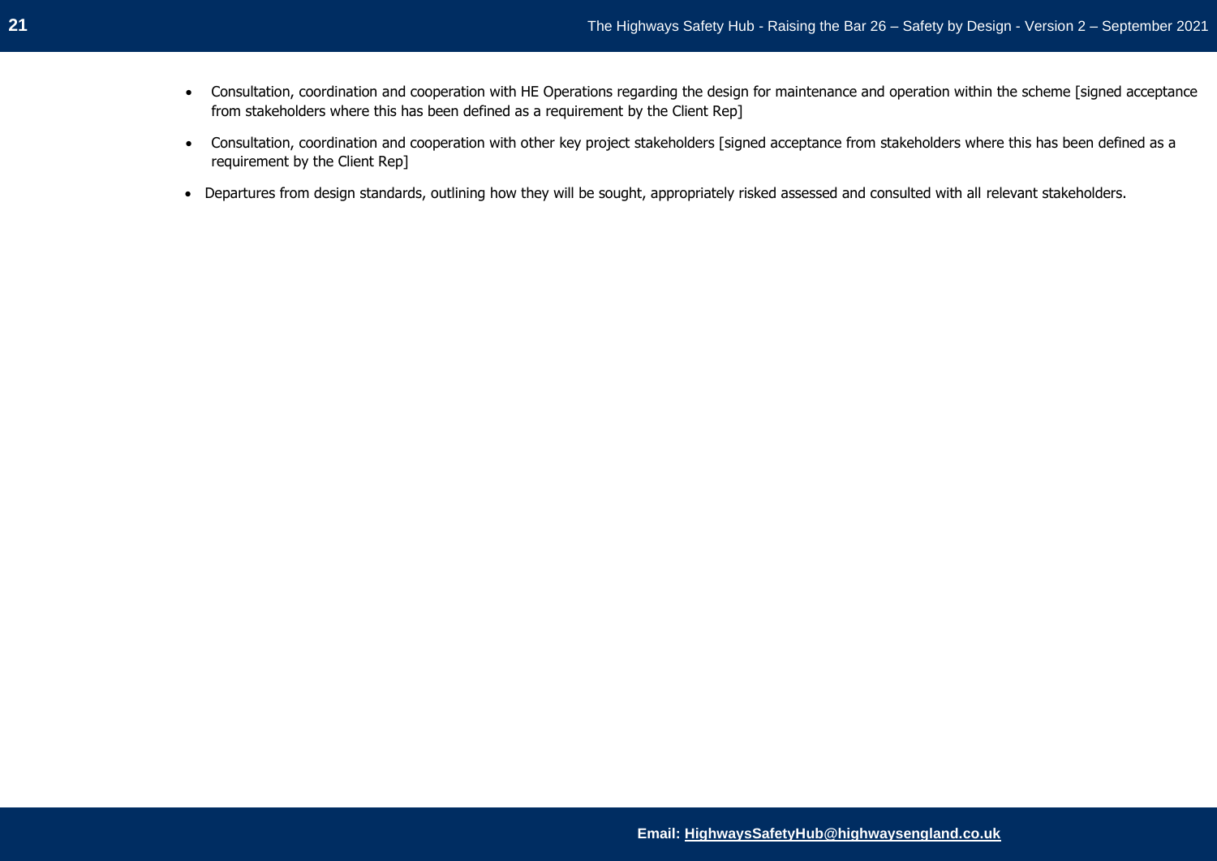- Consultation, coordination and cooperation with HE Operations regarding the design for maintenance and operation within the scheme [signed acceptance from stakeholders where this has been defined as a requirement by the Client Rep]
- Consultation, coordination and cooperation with other key project stakeholders [signed acceptance from stakeholders where this has been defined as a requirement by the Client Rep]
- Departures from design standards, outlining how they will be sought, appropriately risked assessed and consulted with all relevant stakeholders.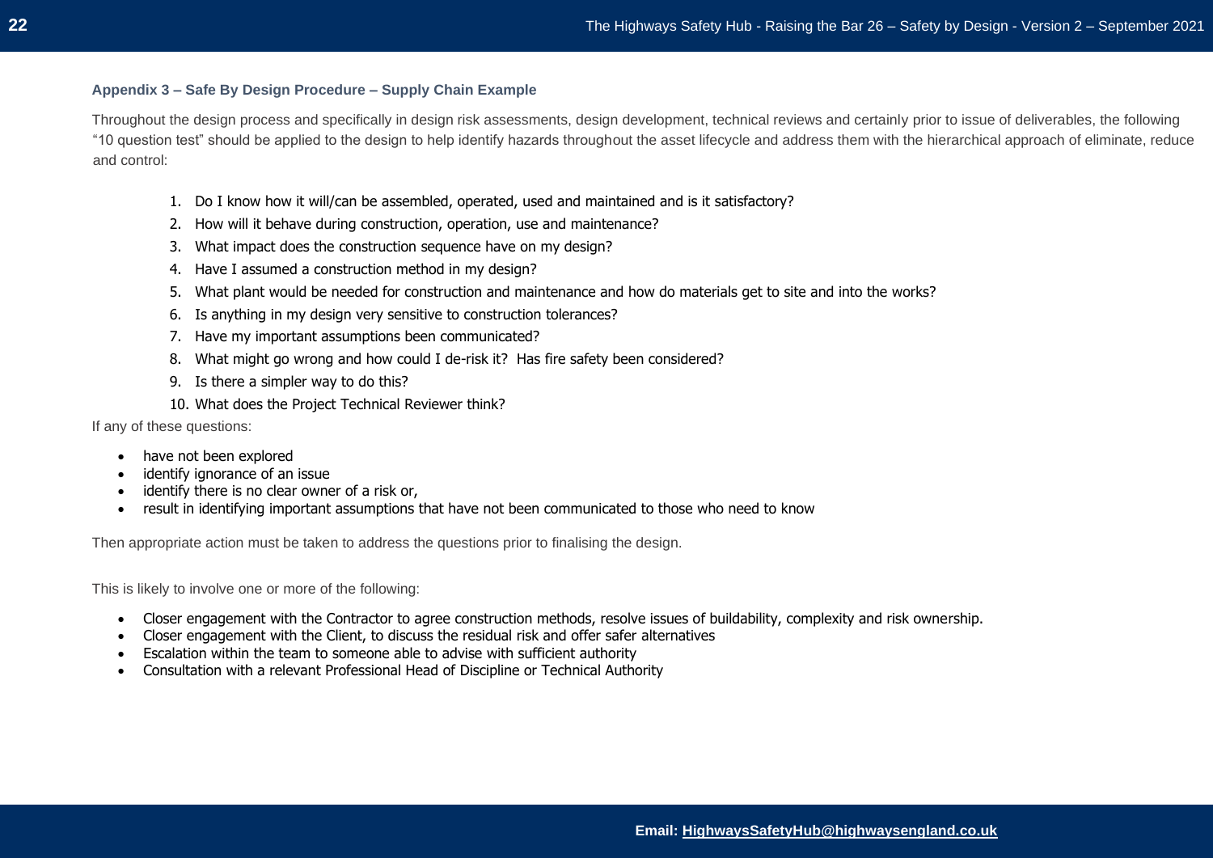### Appendix 3 – Safe By Design Procedure – Supply Chain Example

Throughout the design process and specifically in design risk assessments, design development, technical reviews and certainly prior to issue of deliverables, the following "10 question test" should be applied to the design to help identify hazards throughout the asset lifecycle and address them with the hierarchical approach of eliminate, reduce and control:

1. Do I know how it will/can be assembled, operated, used and maintained and is it satisfactory?
2. How will it behave during construction, operation, use and maintenance?
3. What impact does the construction sequence have on my design?
4. Have I assumed a construction method in my design?
5. What plant would be needed for construction and maintenance and how do materials get to site and into the works?
6. Is anything in my design very sensitive to construction tolerances?
7. Have my important assumptions been communicated?
8. What might go wrong and how could I de-risk it? Has fire safety been considered?
9. Is there a simpler way to do this?
10. What does the Project Technical Reviewer think?

If any of these questions:

- have not been explored
- identify ignorance of an issue
- identify there is no clear owner of a risk or,
- result in identifying important assumptions that have not been communicated to those who need to know

Then appropriate action must be taken to address the questions prior to finalising the design.

This is likely to involve one or more of the following:

- Closer engagement with the Contractor to agree construction methods, resolve issues of buildability, complexity and risk ownership.
- Closer engagement with the Client, to discuss the residual risk and offer safer alternatives
- Escalation within the team to someone able to advise with sufficient authority
- Consultation with a relevant Professional Head of Discipline or Technical Authority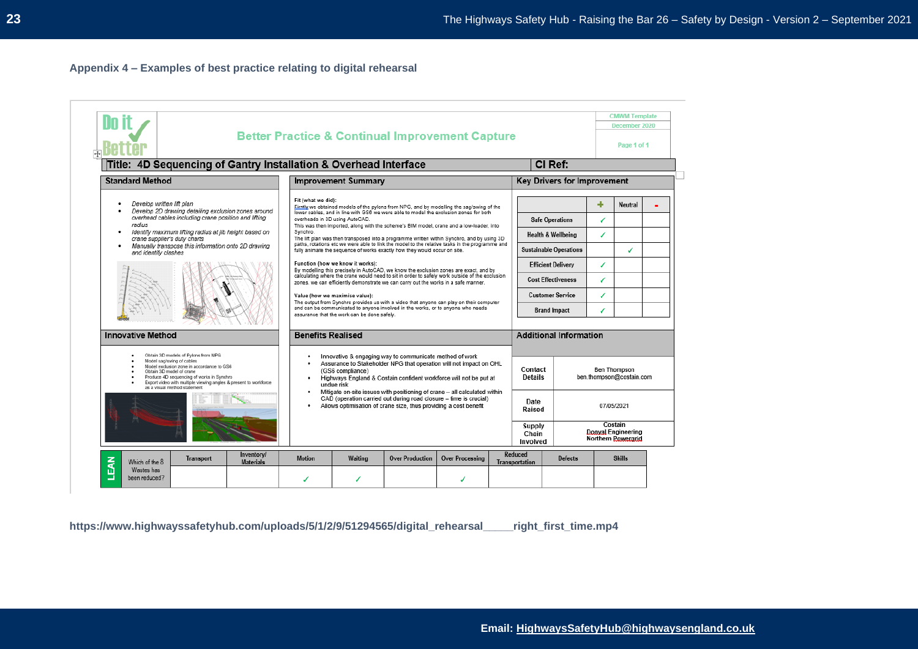## Appendix 4 – Examples of best practice relating to digital rehearsal

Do it Better

**Better Practice & Continual Improvement Capture**

CMWM Template
December 2020
Page 1 of 1

**Title: 4D Sequencing of Gantry Installation & Overhead Interface** | **CI Ref:**

### Standard Method

- *Develop written lift plan*
- *Develop 2D drawing detailing exclusion zones around overhead cables including crane position and lifting radius*
- *Identify maximum lifting radius at jib height based on crane supplier's duty charts*
- *Manually transpose this information onto 2D drawing and identify clashes*

### Improvement Summary

**Fit (what we did):**
Firstly we obtained models of the pylons from NPG, and by modelling the sag/swing of the lower cables, and in line with GS6 we were able to model the exclusion zones for both overheads in 3D using AutoCAD.
This was then imported, along with the scheme's BIM model, crane and a low-loader, into Synchro.
The lift plan was then transposed into a programme written within Synchro, and by using 3D paths, rotations etc we were able to link the model to the relative tasks in the programme and fully animate the sequence of works exactly how they would occur on site.

**Function (how we know it works):**
By modelling this precisely in AutoCAD, we know the exclusion zones are exact, and by calculating where the crane would need to sit in order to safely work outside of the exclusion zones, we can efficiently demonstrate we can carry out the works in a safe manner.

**Value (how we maximise value):**
The output from Synchro provides us with a video that anyone can play on their computer and can be communicated to anyone involved in the works, or to anyone who needs assurance that the work can be done safely.

### Key Drivers for Improvement

| | + | Neutral | - |
|---|---|---|---|
| Safe Operations | ✓ | | |
| Health & Wellbeing | ✓ | | |
| Sustainable Operations | | ✓ | |
| Efficient Delivery | ✓ | | |
| Cost Effectiveness | ✓ | | |
| Customer Service | ✓ | | |
| Brand Impact | ✓ | | |

### Innovative Method

- Obtain 3D models of Pylons from NPG
- Model sag/swing of cables
- Model exclusion zone in accordance to GS6
- Obtain 3D model of crane
- Produce 4D sequencing of works in Synchro
- Export video with multiple viewing angles & present to workforce as a visual method statement

### Benefits Realised

- Innovative & engaging way to communicate method of work
- Assurance to Stakeholder NPG that operation will not impact on OHL (GS6 compliance)
- Highways England & Costain confident workforce will not be put at undue risk
- Mitigate on-site issues with positioning of crane – all calculated within CAD (operation carried out during road closure – time is crucial)
- Allows optimisation of crane size, thus providing a cost benefit

### Additional Information

| | |
|---|---|
| Contact Details | Ben Thompson ben.thompson@costain.com |
| Date Raised | 07/05/2021 |
| Supply Chain Involved | Costain Donyal Engineering Northern Powergrid |

| LEAN – Which of the 8 Wastes has been reduced? | Transport | Inventory/ Materials | Motion | Waiting | Over Production | Over Processing | Reduced Transportation | Defects | Skills |
|---|---|---|---|---|---|---|---|---|---|
| | | | ✓ | ✓ | | ✓ | | | |

https://www.highwayssafetyhub.com/uploads/5/1/2/9/51294565/digital_rehearsal_____right_first_time.mp4

Email: HighwaysSafetyHub@highwaysengland.co.uk